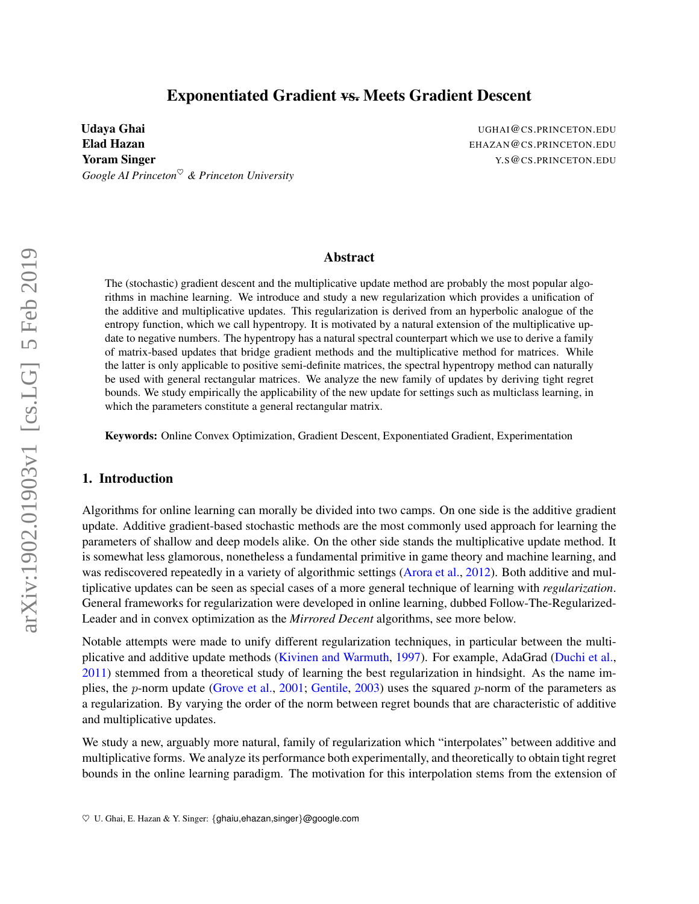# Exponentiated Gradient ~~vs.~~ Meets Gradient Descent

**Udaya Ghai** UGHAI@CS.PRINCETON.EDU
**Elad Hazan** EHAZAN@CS.PRINCETON.EDU
**Yoram Singer** Y.S@CS.PRINCETON.EDU
*Google AI Princeton*[♡] *& Princeton University*

## Abstract

The (stochastic) gradient descent and the multiplicative update method are probably the most popular algorithms in machine learning. We introduce and study a new regularization which provides a unification of the additive and multiplicative updates. This regularization is derived from an hyperbolic analogue of the entropy function, which we call hypentropy. It is motivated by a natural extension of the multiplicative update to negative numbers. The hypentropy has a natural spectral counterpart which we use to derive a family of matrix-based updates that bridge gradient methods and the multiplicative method for matrices. While the latter is only applicable to positive semi-definite matrices, the spectral hypentropy method can naturally be used with general rectangular matrices. We analyze the new family of updates by deriving tight regret bounds. We study empirically the applicability of the new update for settings such as multiclass learning, in which the parameters constitute a general rectangular matrix.

**Keywords:** Online Convex Optimization, Gradient Descent, Exponentiated Gradient, Experimentation

## 1. Introduction

Algorithms for online learning can morally be divided into two camps. On one side is the additive gradient update. Additive gradient-based stochastic methods are the most commonly used approach for learning the parameters of shallow and deep models alike. On the other side stands the multiplicative update method. It is somewhat less glamorous, nonetheless a fundamental primitive in game theory and machine learning, and was rediscovered repeatedly in a variety of algorithmic settings (Arora et al., 2012). Both additive and multiplicative updates can be seen as special cases of a more general technique of learning with *regularization*. General frameworks for regularization were developed in online learning, dubbed Follow-The-Regularized-Leader and in convex optimization as the *Mirrored Decent* algorithms, see more below.

Notable attempts were made to unify different regularization techniques, in particular between the multiplicative and additive update methods (Kivinen and Warmuth, 1997). For example, AdaGrad (Duchi et al., 2011) stemmed from a theoretical study of learning the best regularization in hindsight. As the name implies, the $p$-norm update (Grove et al., 2001; Gentile, 2003) uses the squared $p$-norm of the parameters as a regularization. By varying the order of the norm between regret bounds that are characteristic of additive and multiplicative updates.

We study a new, arguably more natural, family of regularization which "interpolates" between additive and multiplicative forms. We analyze its performance both experimentally, and theoretically to obtain tight regret bounds in the online learning paradigm. The motivation for this interpolation stems from the extension of

♡ U. Ghai, E. Hazan & Y. Singer: {ghaiu,ehazan,singer}@google.com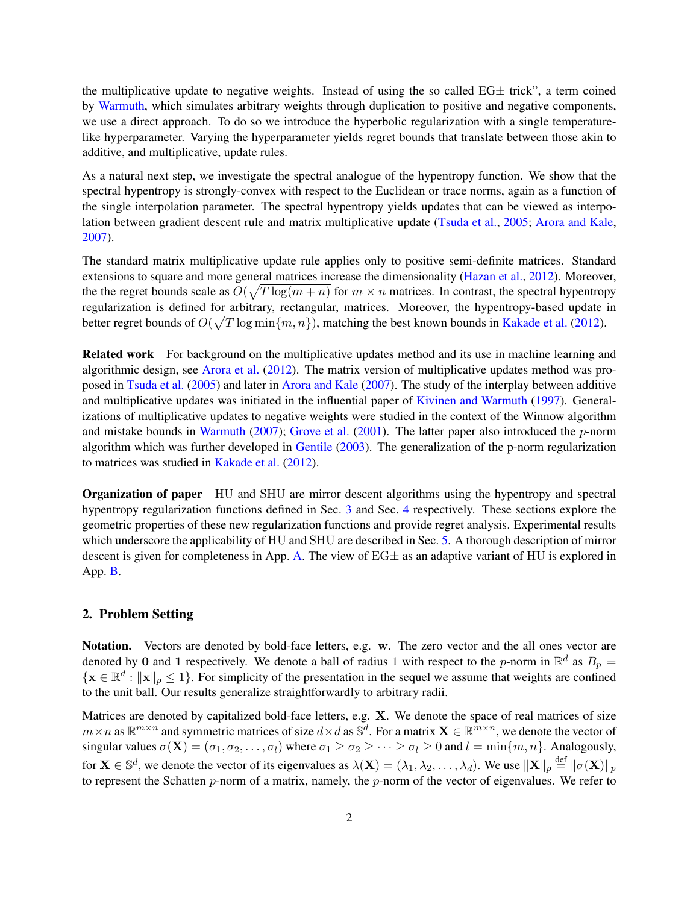the multiplicative update to negative weights. Instead of using the so called EG$\pm$ trick", a term coined by Warmuth, which simulates arbitrary weights through duplication to positive and negative components, we use a direct approach. To do so we introduce the hyperbolic regularization with a single temperature-like hyperparameter. Varying the hyperparameter yields regret bounds that translate between those akin to additive, and multiplicative, update rules.

As a natural next step, we investigate the spectral analogue of the hypentropy function. We show that the spectral hypentropy is strongly-convex with respect to the Euclidean or trace norms, again as a function of the single interpolation parameter. The spectral hypentropy yields updates that can be viewed as interpolation between gradient descent rule and matrix multiplicative update (Tsuda et al., 2005; Arora and Kale, 2007).

The standard matrix multiplicative update rule applies only to positive semi-definite matrices. Standard extensions to square and more general matrices increase the dimensionality (Hazan et al., 2012). Moreover, the the regret bounds scale as $O(\sqrt{T \log(m+n)})$ for $m \times n$ matrices. In contrast, the spectral hypentropy regularization is defined for arbitrary, rectangular, matrices. Moreover, the hypentropy-based update in better regret bounds of $O(\sqrt{T \log \min\{m, n\}})$, matching the best known bounds in Kakade et al. (2012).

**Related work** For background on the multiplicative updates method and its use in machine learning and algorithmic design, see Arora et al. (2012). The matrix version of multiplicative updates method was proposed in Tsuda et al. (2005) and later in Arora and Kale (2007). The study of the interplay between additive and multiplicative updates was initiated in the influential paper of Kivinen and Warmuth (1997). Generalizations of multiplicative updates to negative weights were studied in the context of the Winnow algorithm and mistake bounds in Warmuth (2007); Grove et al. (2001). The latter paper also introduced the $p$-norm algorithm which was further developed in Gentile (2003). The generalization of the p-norm regularization to matrices was studied in Kakade et al. (2012).

**Organization of paper** HU and SHU are mirror descent algorithms using the hypentropy and spectral hypentropy regularization functions defined in Sec. 3 and Sec. 4 respectively. These sections explore the geometric properties of these new regularization functions and provide regret analysis. Experimental results which underscore the applicability of HU and SHU are described in Sec. 5. A thorough description of mirror descent is given for completeness in App. A. The view of EG$\pm$ as an adaptive variant of HU is explored in App. B.

## 2. Problem Setting

**Notation.** Vectors are denoted by bold-face letters, e.g. $\mathbf{w}$. The zero vector and the all ones vector are denoted by $\mathbf{0}$ and $\mathbf{1}$ respectively. We denote a ball of radius 1 with respect to the $p$-norm in $\mathbb{R}^d$ as $B_p = \{\mathbf{x} \in \mathbb{R}^d : \|\mathbf{x}\|_p \leq 1\}$. For simplicity of the presentation in the sequel we assume that weights are confined to the unit ball. Our results generalize straightforwardly to arbitrary radii.

Matrices are denoted by capitalized bold-face letters, e.g. $\mathbf{X}$. We denote the space of real matrices of size $m \times n$ as $\mathbb{R}^{m \times n}$ and symmetric matrices of size $d \times d$ as $\mathbb{S}^d$. For a matrix $\mathbf{X} \in \mathbb{R}^{m \times n}$, we denote the vector of singular values $\sigma(\mathbf{X}) = (\sigma_1, \sigma_2, \ldots, \sigma_l)$ where $\sigma_1 \geq \sigma_2 \geq \cdots \geq \sigma_l \geq 0$ and $l = \min\{m, n\}$. Analogously, for $\mathbf{X} \in \mathbb{S}^d$, we denote the vector of its eigenvalues as $\lambda(\mathbf{X}) = (\lambda_1, \lambda_2, \ldots, \lambda_d)$. We use $\|\mathbf{X}\|_p \stackrel{\text{def}}{=} \|\sigma(\mathbf{X})\|_p$ to represent the Schatten $p$-norm of a matrix, namely, the $p$-norm of the vector of eigenvalues. We refer to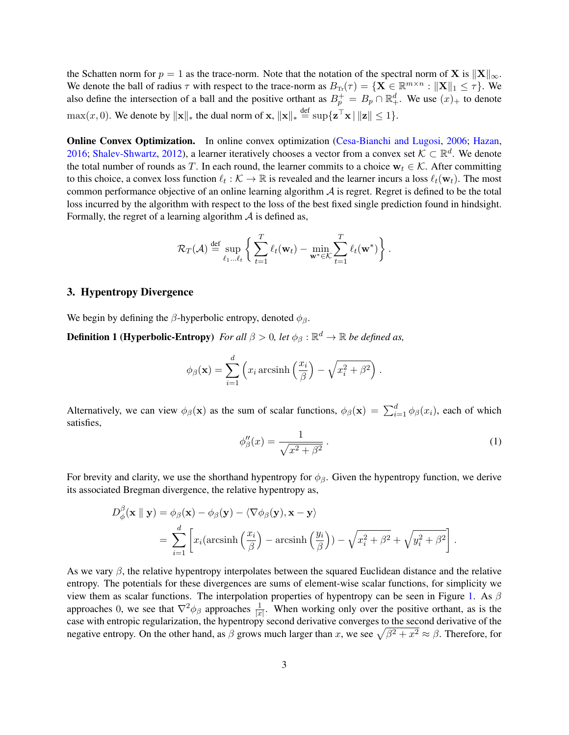the Schatten norm for $p = 1$ as the trace-norm. Note that the notation of the spectral norm of $\mathbf{X}$ is $\|\mathbf{X}\|_\infty$. We denote the ball of radius $\tau$ with respect to the trace-norm as $B_{\text{Tr}}(\tau) = \{\mathbf{X} \in \mathbb{R}^{m \times n} : \|\mathbf{X}\|_1 \leq \tau\}$. We also define the intersection of a ball and the positive orthant as $B_p^+ = B_p \cap \mathbb{R}_+^d$. We use $(x)_+$ to denote $\max(x, 0)$. We denote by $\|\mathbf{x}\|_*$ the dual norm of $\mathbf{x}$, $\|\mathbf{x}\|_* \stackrel{\text{def}}{=} \sup\{\mathbf{z}^\top \mathbf{x} \,|\, \|\mathbf{z}\| \leq 1\}$.

**Online Convex Optimization.** In online convex optimization (Cesa-Bianchi and Lugosi, 2006; Hazan, 2016; Shalev-Shwartz, 2012), a learner iteratively chooses a vector from a convex set $\mathcal{K} \subset \mathbb{R}^d$. We denote the total number of rounds as $T$. In each round, the learner commits to a choice $\mathbf{w}_t \in \mathcal{K}$. After committing to this choice, a convex loss function $\ell_t : \mathcal{K} \to \mathbb{R}$ is revealed and the learner incurs a loss $\ell_t(\mathbf{w}_t)$. The most common performance objective of an online learning algorithm $\mathcal{A}$ is regret. Regret is defined to be the total loss incurred by the algorithm with respect to the loss of the best fixed single prediction found in hindsight. Formally, the regret of a learning algorithm $\mathcal{A}$ is defined as,

$$\mathcal{R}_T(\mathcal{A}) \stackrel{\text{def}}{=} \sup_{\ell_1 \ldots \ell_t} \left\{ \sum_{t=1}^{T} \ell_t(\mathbf{w}_t) - \min_{\mathbf{w}^* \in \mathcal{K}} \sum_{t=1}^{T} \ell_t(\mathbf{w}^*) \right\}.$$

## 3. Hypentropy Divergence

We begin by defining the $\beta$-hyperbolic entropy, denoted $\phi_\beta$.

**Definition 1 (Hyperbolic-Entropy)** *For all $\beta > 0$, let $\phi_\beta : \mathbb{R}^d \to \mathbb{R}$ be defined as,*

$$\phi_\beta(\mathbf{x}) = \sum_{i=1}^{d} \left( x_i \operatorname{arcsinh}\left(\frac{x_i}{\beta}\right) - \sqrt{x_i^2 + \beta^2} \right).$$

Alternatively, we can view $\phi_\beta(\mathbf{x})$ as the sum of scalar functions, $\phi_\beta(\mathbf{x}) = \sum_{i=1}^d \phi_\beta(x_i)$, each of which satisfies,

$$\phi''_\beta(x) = \frac{1}{\sqrt{x^2 + \beta^2}}. \tag{1}$$

For brevity and clarity, we use the shorthand hypentropy for $\phi_\beta$. Given the hypentropy function, we derive its associated Bregman divergence, the relative hypentropy as,

$$\begin{aligned}
D_\phi^\beta(\mathbf{x} \,\|\, \mathbf{y}) &= \phi_\beta(\mathbf{x}) - \phi_\beta(\mathbf{y}) - \langle \nabla \phi_\beta(\mathbf{y}), \mathbf{x} - \mathbf{y} \rangle \\
&= \sum_{i=1}^{d} \left[ x_i (\operatorname{arcsinh}\left(\frac{x_i}{\beta}\right) - \operatorname{arcsinh}\left(\frac{y_i}{\beta}\right)) - \sqrt{x_i^2 + \beta^2} + \sqrt{y_i^2 + \beta^2} \right].
\end{aligned}$$

As we vary $\beta$, the relative hypentropy interpolates between the squared Euclidean distance and the relative entropy. The potentials for these divergences are sums of element-wise scalar functions, for simplicity we view them as scalar functions. The interpolation properties of hypentropy can be seen in Figure 1. As $\beta$ approaches 0, we see that $\nabla^2 \phi_\beta$ approaches $\frac{1}{|x|}$. When working only over the positive orthant, as is the case with entropic regularization, the hypentropy second derivative converges to the second derivative of the negative entropy. On the other hand, as $\beta$ grows much larger than $x$, we see $\sqrt{\beta^2 + x^2} \approx \beta$. Therefore, for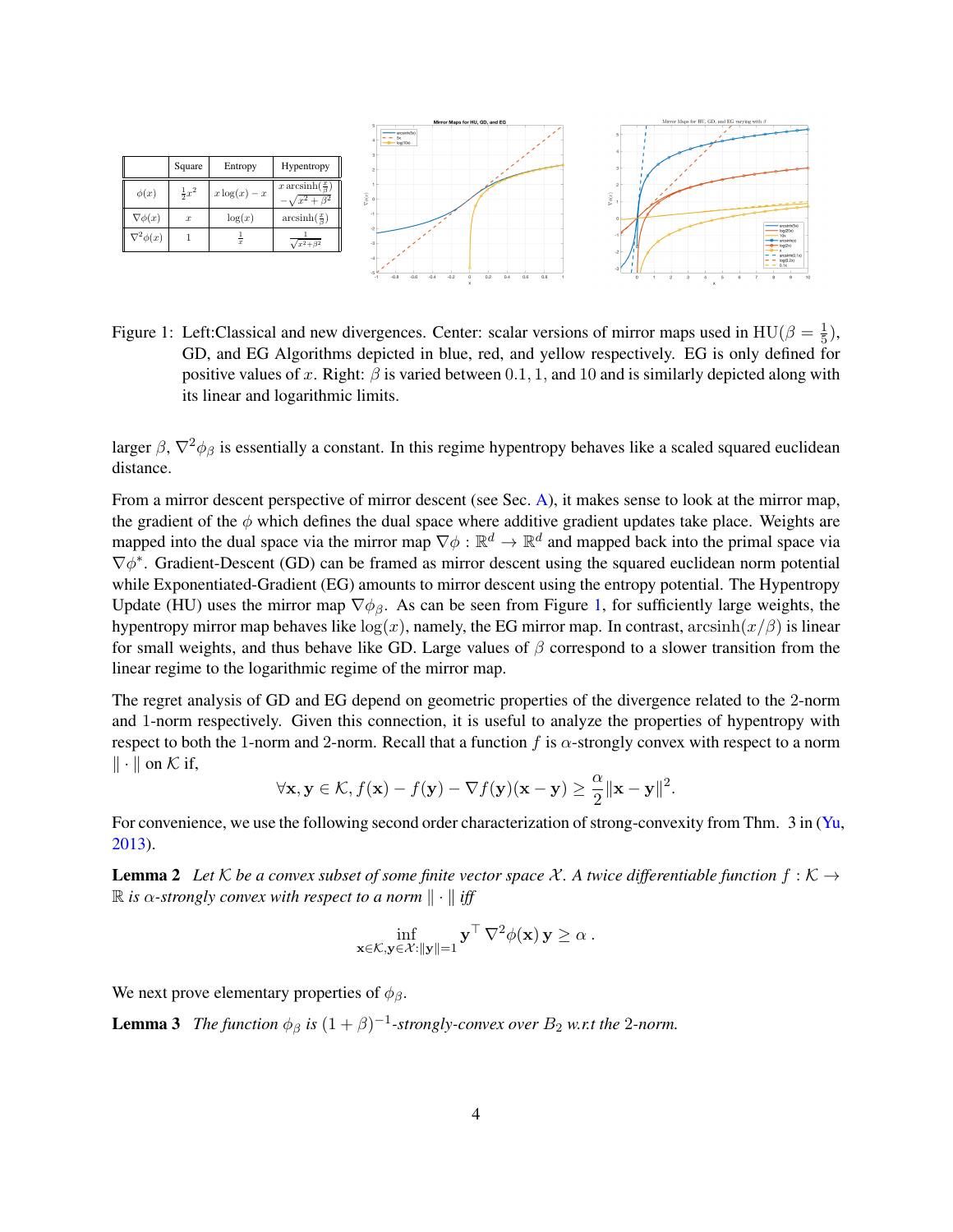|  | Square | Entropy | Hypentropy |
|---|---|---|---|
| $\phi(x)$ | $\frac{1}{2}x^2$ | $x\log(x) - x$ | $x \operatorname{arcsinh}(\frac{x}{\beta}) - \sqrt{x^2+\beta^2}$ |
| $\nabla\phi(x)$ | $x$ | $\log(x)$ | $\operatorname{arcsinh}(\frac{x}{\beta})$ |
| $\nabla^2\phi(x)$ | $1$ | $\frac{1}{x}$ | $\frac{1}{\sqrt{x^2+\beta^2}}$ |

Figure 1: Left:Classical and new divergences. Center: scalar versions of mirror maps used in HU($\beta = \frac{1}{5}$), GD, and EG Algorithms depicted in blue, red, and yellow respectively. EG is only defined for positive values of $x$. Right: $\beta$ is varied between $0.1$, $1$, and $10$ and is similarly depicted along with its linear and logarithmic limits.

larger $\beta$, $\nabla^2\phi_\beta$ is essentially a constant. In this regime hypentropy behaves like a scaled squared euclidean distance.

From a mirror descent perspective of mirror descent (see Sec. A), it makes sense to look at the mirror map, the gradient of the $\phi$ which defines the dual space where additive gradient updates take place. Weights are mapped into the dual space via the mirror map $\nabla\phi : \mathbb{R}^d \to \mathbb{R}^d$ and mapped back into the primal space via $\nabla\phi^*$. Gradient-Descent (GD) can be framed as mirror descent using the squared euclidean norm potential while Exponentiated-Gradient (EG) amounts to mirror descent using the entropy potential. The Hypentropy Update (HU) uses the mirror map $\nabla\phi_\beta$. As can be seen from Figure 1, for sufficiently large weights, the hypentropy mirror map behaves like $\log(x)$, namely, the EG mirror map. In contrast, $\operatorname{arcsinh}(x/\beta)$ is linear for small weights, and thus behave like GD. Large values of $\beta$ correspond to a slower transition from the linear regime to the logarithmic regime of the mirror map.

The regret analysis of GD and EG depend on geometric properties of the divergence related to the 2-norm and 1-norm respectively. Given this connection, it is useful to analyze the properties of hypentropy with respect to both the 1-norm and 2-norm. Recall that a function $f$ is $\alpha$-strongly convex with respect to a norm $\|\cdot\|$ on $\mathcal{K}$ if,

$$\forall \mathbf{x}, \mathbf{y} \in \mathcal{K}, f(\mathbf{x}) - f(\mathbf{y}) - \nabla f(\mathbf{y})(\mathbf{x} - \mathbf{y}) \geq \frac{\alpha}{2}\|\mathbf{x} - \mathbf{y}\|^2.$$

For convenience, we use the following second order characterization of strong-convexity from Thm. 3 in (Yu, 2013).

**Lemma 2** *Let $\mathcal{K}$ be a convex subset of some finite vector space $\mathcal{X}$. A twice differentiable function $f : \mathcal{K} \to \mathbb{R}$ is $\alpha$-strongly convex with respect to a norm $\|\cdot\|$ iff*

$$\inf_{\mathbf{x}\in\mathcal{K}, \mathbf{y}\in\mathcal{X}:\|\mathbf{y}\|=1} \mathbf{y}^\top \nabla^2\phi(\mathbf{x})\, \mathbf{y} \geq \alpha\,.$$

We next prove elementary properties of $\phi_\beta$.

**Lemma 3** *The function $\phi_\beta$ is $(1+\beta)^{-1}$-strongly-convex over $B_2$ w.r.t the 2-norm.*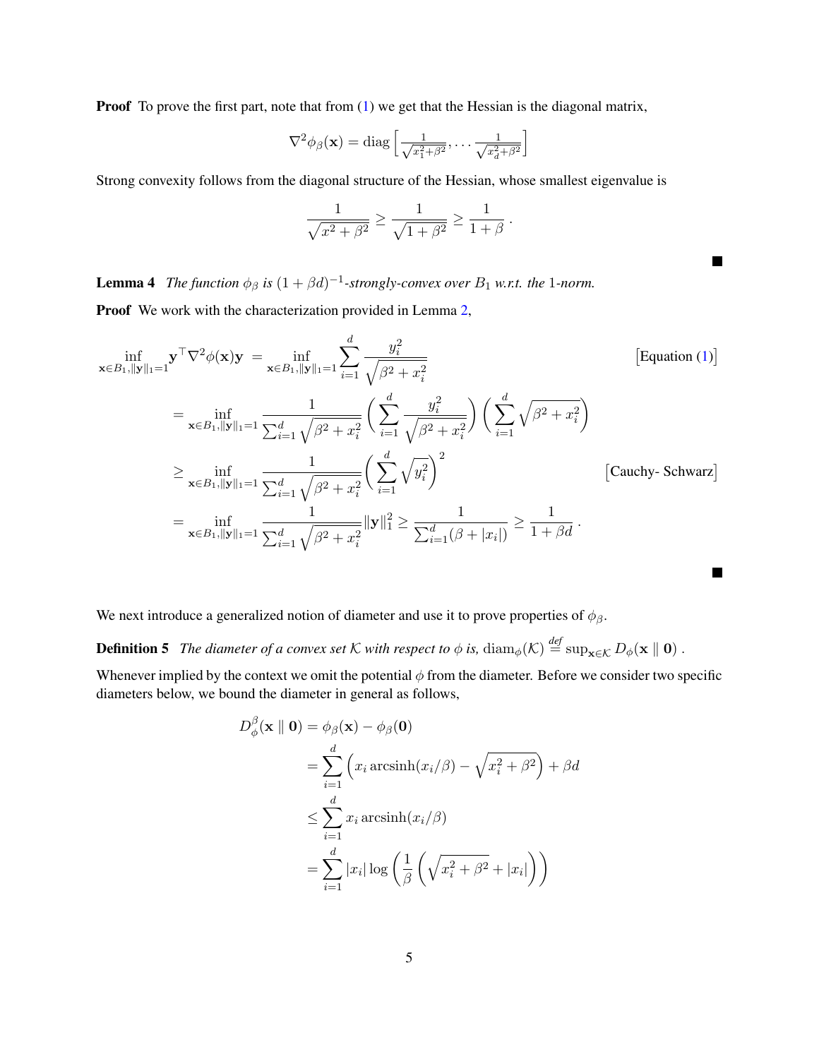**Proof** To prove the first part, note that from (1) we get that the Hessian is the diagonal matrix,

$$\nabla^2 \phi_\beta(\mathbf{x}) = \operatorname{diag}\left[\tfrac{1}{\sqrt{x_1^2+\beta^2}}, \ldots \tfrac{1}{\sqrt{x_d^2+\beta^2}}\right]$$

Strong convexity follows from the diagonal structure of the Hessian, whose smallest eigenvalue is

$$\frac{1}{\sqrt{x^2+\beta^2}} \geq \frac{1}{\sqrt{1+\beta^2}} \geq \frac{1}{1+\beta} .$$

■

**Lemma 4** *The function $\phi_\beta$ is $(1+\beta d)^{-1}$-strongly-convex over $B_1$ w.r.t. the 1-norm.*

**Proof** We work with the characterization provided in Lemma 2,

$$\begin{aligned}
\inf_{\mathbf{x}\in B_1, \|\mathbf{y}\|_1=1} \mathbf{y}^\top \nabla^2 \phi(\mathbf{x}) \mathbf{y} &= \inf_{\mathbf{x}\in B_1, \|\mathbf{y}\|_1=1} \sum_{i=1}^d \frac{y_i^2}{\sqrt{\beta^2+x_i^2}} && \big[\text{Equation (1)}\big] \\
&= \inf_{\mathbf{x}\in B_1, \|\mathbf{y}\|_1=1} \frac{1}{\sum_{i=1}^d \sqrt{\beta^2+x_i^2}} \left(\sum_{i=1}^d \frac{y_i^2}{\sqrt{\beta^2+x_i^2}}\right)\left(\sum_{i=1}^d \sqrt{\beta^2+x_i^2}\right) \\
&\geq \inf_{\mathbf{x}\in B_1, \|\mathbf{y}\|_1=1} \frac{1}{\sum_{i=1}^d \sqrt{\beta^2+x_i^2}} \left(\sum_{i=1}^d \sqrt{y_i^2}\right)^2 && \big[\text{Cauchy- Schwarz}\big] \\
&= \inf_{\mathbf{x}\in B_1, \|\mathbf{y}\|_1=1} \frac{1}{\sum_{i=1}^d \sqrt{\beta^2+x_i^2}} \|\mathbf{y}\|_1^2 \geq \frac{1}{\sum_{i=1}^d (\beta + |x_i|)} \geq \frac{1}{1+\beta d} .
\end{aligned}$$

■

We next introduce a generalized notion of diameter and use it to prove properties of $\phi_\beta$.

**Definition 5** *The diameter of a convex set $\mathcal{K}$ with respect to $\phi$ is,* $\operatorname{diam}_\phi(\mathcal{K}) \overset{def}{=} \sup_{\mathbf{x}\in\mathcal{K}} D_\phi(\mathbf{x} \parallel \mathbf{0})$ .

Whenever implied by the context we omit the potential $\phi$ from the diameter. Before we consider two specific diameters below, we bound the diameter in general as follows,

$$\begin{aligned}
D_\phi^\beta(\mathbf{x} \parallel \mathbf{0}) &= \phi_\beta(\mathbf{x}) - \phi_\beta(\mathbf{0}) \\
&= \sum_{i=1}^d \left(x_i \operatorname{arcsinh}(x_i/\beta) - \sqrt{x_i^2+\beta^2}\right) + \beta d \\
&\leq \sum_{i=1}^d x_i \operatorname{arcsinh}(x_i/\beta) \\
&= \sum_{i=1}^d |x_i| \log\left(\frac{1}{\beta}\left(\sqrt{x_i^2+\beta^2} + |x_i|\right)\right)
\end{aligned}$$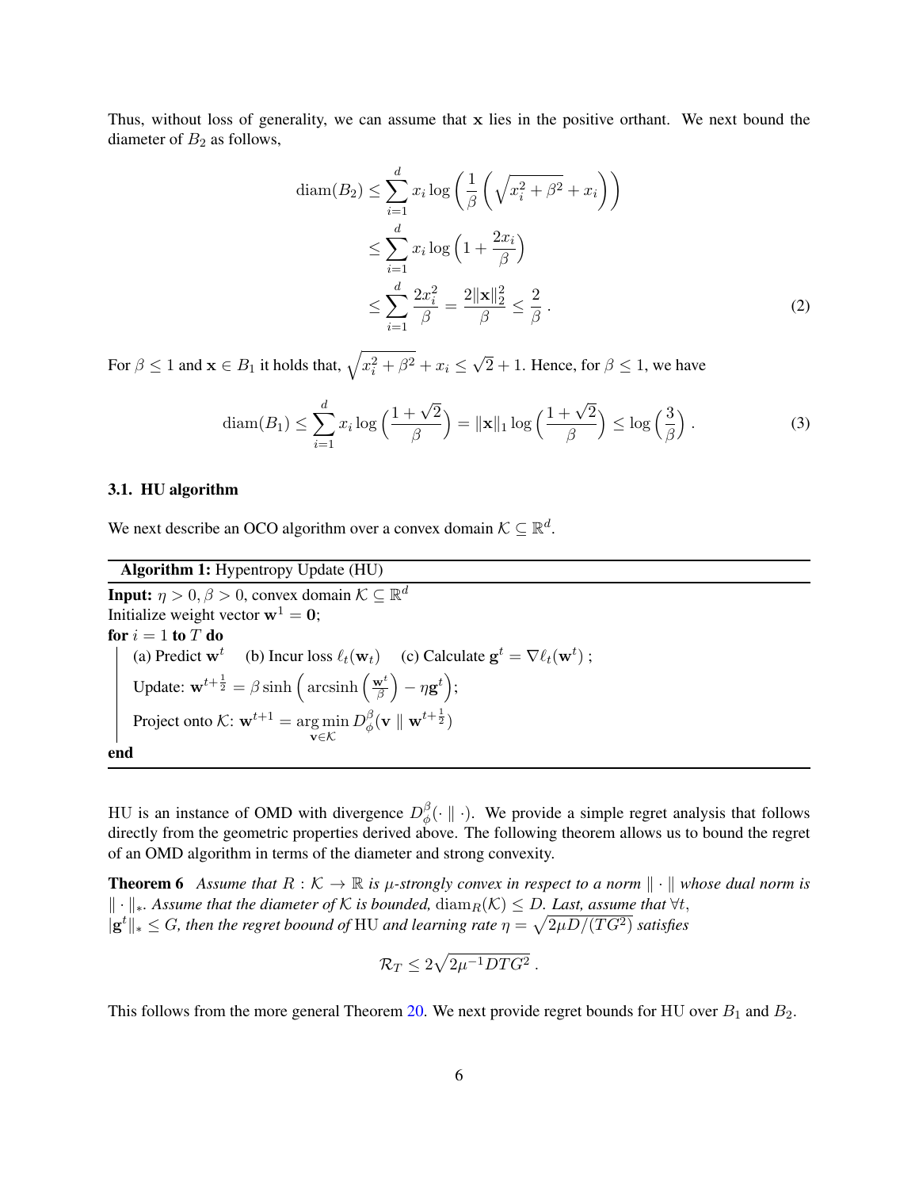Thus, without loss of generality, we can assume that $\mathbf{x}$ lies in the positive orthant. We next bound the diameter of $B_2$ as follows,

$$
\begin{aligned}
\operatorname{diam}(B_2) &\leq \sum_{i=1}^{d} x_i \log\left(\frac{1}{\beta}\left(\sqrt{x_i^2+\beta^2}+x_i\right)\right) \\
&\leq \sum_{i=1}^{d} x_i \log\left(1+\frac{2x_i}{\beta}\right) \\
&\leq \sum_{i=1}^{d} \frac{2x_i^2}{\beta} = \frac{2\|\mathbf{x}\|_2^2}{\beta} \leq \frac{2}{\beta}\,. \qquad (2)
\end{aligned}
$$

For $\beta \leq 1$ and $\mathbf{x} \in B_1$ it holds that, $\sqrt{x_i^2+\beta^2}+x_i \leq \sqrt{2}+1$. Hence, for $\beta \leq 1$, we have

$$
\operatorname{diam}(B_1) \leq \sum_{i=1}^{d} x_i \log\left(\frac{1+\sqrt{2}}{\beta}\right) = \|\mathbf{x}\|_1 \log\left(\frac{1+\sqrt{2}}{\beta}\right) \leq \log\left(\frac{3}{\beta}\right). \qquad (3)
$$

### 3.1. HU algorithm

We next describe an OCO algorithm over a convex domain $\mathcal{K} \subseteq \mathbb{R}^d$.

---

**Algorithm 1:** Hypentropy Update (HU)

---

**Input:** $\eta > 0, \beta > 0$, convex domain $\mathcal{K} \subseteq \mathbb{R}^d$
Initialize weight vector $\mathbf{w}^1 = \mathbf{0}$;
**for** $i = 1$ **to** $T$ **do**
  (a) Predict $\mathbf{w}^t$  (b) Incur loss $\ell_t(\mathbf{w}_t)$  (c) Calculate $\mathbf{g}^t = \nabla \ell_t(\mathbf{w}^t)$ ;
  Update: $\mathbf{w}^{t+\frac{1}{2}} = \beta \sinh\left(\operatorname{arcsinh}\left(\frac{\mathbf{w}^t}{\beta}\right) - \eta \mathbf{g}^t\right)$;
  Project onto $\mathcal{K}$: $\mathbf{w}^{t+1} = \underset{\mathbf{v}\in\mathcal{K}}{\arg\min}\, D_{\phi}^{\beta}(\mathbf{v} \parallel \mathbf{w}^{t+\frac{1}{2}})$
**end**

---

HU is an instance of OMD with divergence $D_{\phi}^{\beta}(\cdot \parallel \cdot)$. We provide a simple regret analysis that follows directly from the geometric properties derived above. The following theorem allows us to bound the regret of an OMD algorithm in terms of the diameter and strong convexity.

**Theorem 6** *Assume that $R : \mathcal{K} \to \mathbb{R}$ is $\mu$-strongly convex in respect to a norm $\|\cdot\|$ whose dual norm is $\|\cdot\|_*$. Assume that the diameter of $\mathcal{K}$ is bounded, $\operatorname{diam}_R(\mathcal{K}) \leq D$. Last, assume that $\forall t$, $|\mathbf{g}^t\|_* \leq G$, then the regret boound of* HU *and learning rate $\eta = \sqrt{2\mu D/(TG^2)}$ satisfies*

$$
\mathcal{R}_T \leq 2\sqrt{2\mu^{-1}DTG^2}\,.
$$

This follows from the more general Theorem 20. We next provide regret bounds for HU over $B_1$ and $B_2$.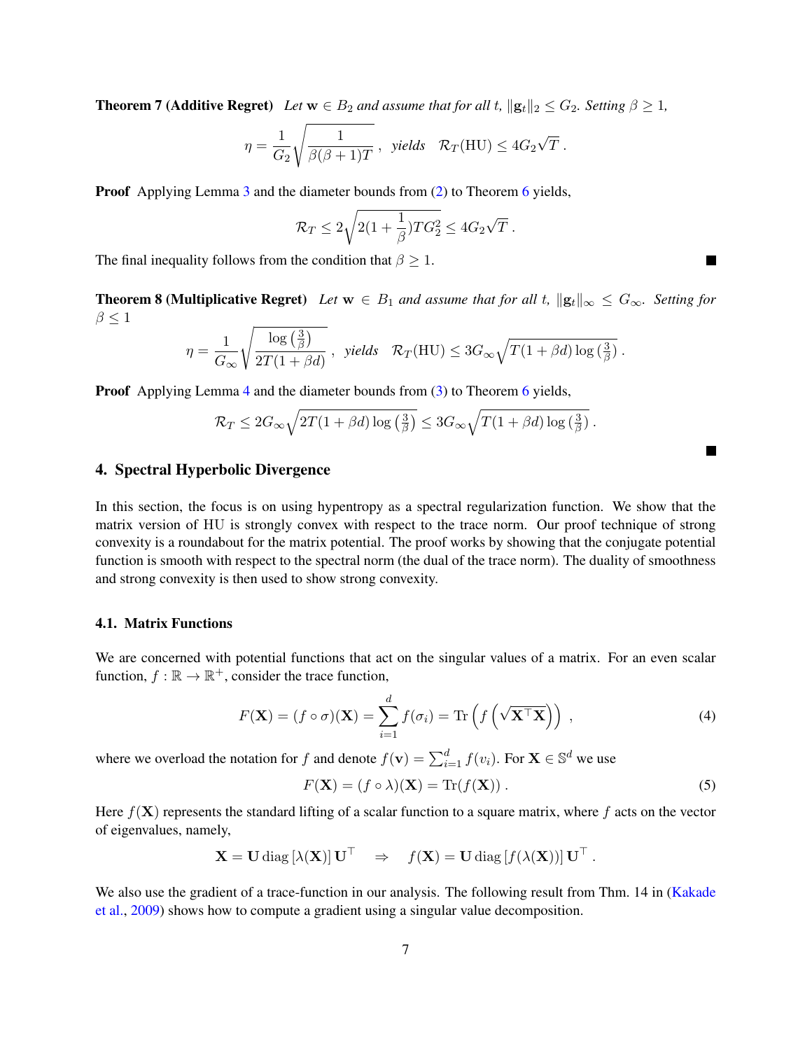**Theorem 7 (Additive Regret)** *Let $\mathbf{w} \in B_2$ and assume that for all $t$, $\|\mathbf{g}_t\|_2 \leq G_2$. Setting $\beta \geq 1$,*

$$\eta = \frac{1}{G_2}\sqrt{\frac{1}{\beta(\beta+1)T}} \ , \ \ \textit{yields} \ \ \mathcal{R}_T(\mathrm{HU}) \leq 4G_2\sqrt{T} \ .$$

**Proof** Applying Lemma 3 and the diameter bounds from (2) to Theorem 6 yields,

$$\mathcal{R}_T \leq 2\sqrt{2(1+\frac{1}{\beta})TG_2^2} \leq 4G_2\sqrt{T} \ .$$

The final inequality follows from the condition that $\beta \geq 1$. ■

**Theorem 8 (Multiplicative Regret)** *Let $\mathbf{w} \in B_1$ and assume that for all $t$, $\|\mathbf{g}_t\|_\infty \leq G_\infty$. Setting for $\beta \leq 1$*

$$\eta = \frac{1}{G_\infty}\sqrt{\frac{\log\left(\frac{3}{\beta}\right)}{2T(1+\beta d)}} \ , \ \ \textit{yields} \ \ \mathcal{R}_T(\mathrm{HU}) \leq 3G_\infty\sqrt{T(1+\beta d)\log\left(\tfrac{3}{\beta}\right)} \ .$$

**Proof** Applying Lemma 4 and the diameter bounds from (3) to Theorem 6 yields,

$$\mathcal{R}_T \leq 2G_\infty\sqrt{2T(1+\beta d)\log\left(\tfrac{3}{\beta}\right)} \leq 3G_\infty\sqrt{T(1+\beta d)\log\left(\tfrac{3}{\beta}\right)} \ .$$

■

## 4. Spectral Hyperbolic Divergence

In this section, the focus is on using hypentropy as a spectral regularization function. We show that the matrix version of HU is strongly convex with respect to the trace norm. Our proof technique of strong convexity is a roundabout for the matrix potential. The proof works by showing that the conjugate potential function is smooth with respect to the spectral norm (the dual of the trace norm). The duality of smoothness and strong convexity is then used to show strong convexity.

### 4.1. Matrix Functions

We are concerned with potential functions that act on the singular values of a matrix. For an even scalar function, $f : \mathbb{R} \to \mathbb{R}^+$, consider the trace function,

$$F(\mathbf{X}) = (f \circ \sigma)(\mathbf{X}) = \sum_{i=1}^{d} f(\sigma_i) = \mathrm{Tr}\left(f\left(\sqrt{\mathbf{X}^\top\mathbf{X}}\right)\right) \ , \tag{4}$$

where we overload the notation for $f$ and denote $f(\mathbf{v}) = \sum_{i=1}^{d} f(v_i)$. For $\mathbf{X} \in \mathbb{S}^d$ we use

$$F(\mathbf{X}) = (f \circ \lambda)(\mathbf{X}) = \mathrm{Tr}(f(\mathbf{X})) \ . \tag{5}$$

Here $f(\mathbf{X})$ represents the standard lifting of a scalar function to a square matrix, where $f$ acts on the vector of eigenvalues, namely,

$$\mathbf{X} = \mathbf{U}\,\mathrm{diag}\left[\lambda(\mathbf{X})\right]\mathbf{U}^\top \quad \Rightarrow \quad f(\mathbf{X}) = \mathbf{U}\,\mathrm{diag}\left[f(\lambda(\mathbf{X}))\right]\mathbf{U}^\top \ .$$

We also use the gradient of a trace-function in our analysis. The following result from Thm. 14 in (Kakade et al., 2009) shows how to compute a gradient using a singular value decomposition.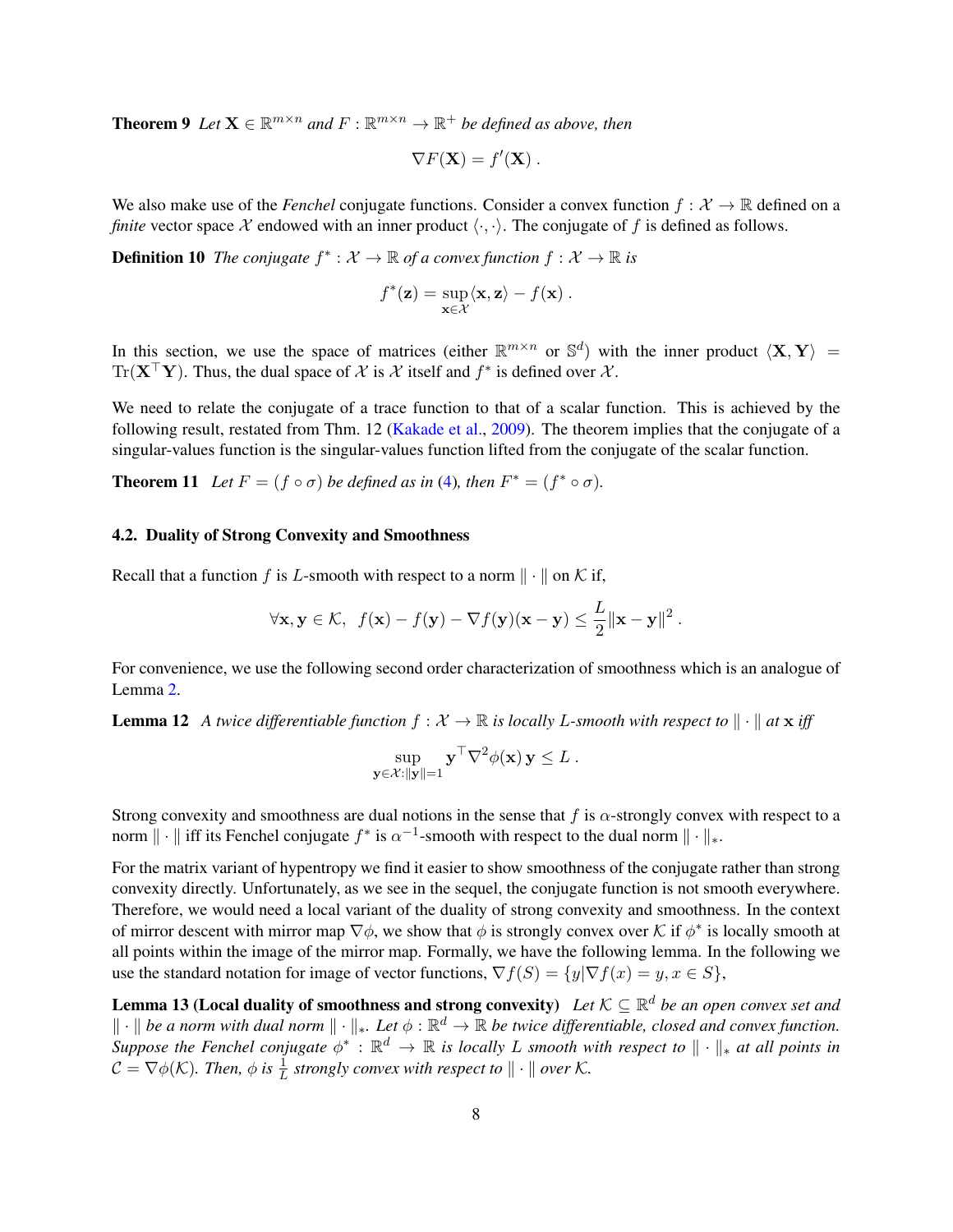**Theorem 9** *Let $\mathbf{X} \in \mathbb{R}^{m\times n}$ and $F : \mathbb{R}^{m\times n} \to \mathbb{R}^+$ be defined as above, then*

$$\nabla F(\mathbf{X}) = f'(\mathbf{X}) \; .$$

We also make use of the *Fenchel* conjugate functions. Consider a convex function $f : \mathcal{X} \to \mathbb{R}$ defined on a *finite* vector space $\mathcal{X}$ endowed with an inner product $\langle \cdot, \cdot \rangle$. The conjugate of $f$ is defined as follows.

**Definition 10** *The conjugate $f^* : \mathcal{X} \to \mathbb{R}$ of a convex function $f : \mathcal{X} \to \mathbb{R}$ is*

$$f^*(\mathbf{z}) = \sup_{\mathbf{x}\in\mathcal{X}} \langle \mathbf{x}, \mathbf{z} \rangle - f(\mathbf{x}) \; .$$

In this section, we use the space of matrices (either $\mathbb{R}^{m\times n}$ or $\mathbb{S}^d$) with the inner product $\langle \mathbf{X}, \mathbf{Y} \rangle = \mathrm{Tr}(\mathbf{X}^\top \mathbf{Y})$. Thus, the dual space of $\mathcal{X}$ is $\mathcal{X}$ itself and $f^*$ is defined over $\mathcal{X}$.

We need to relate the conjugate of a trace function to that of a scalar function. This is achieved by the following result, restated from Thm. 12 (Kakade et al., 2009). The theorem implies that the conjugate of a singular-values function is the singular-values function lifted from the conjugate of the scalar function.

**Theorem 11** *Let $F = (f \circ \sigma)$ be defined as in (4), then $F^* = (f^* \circ \sigma)$.*

### 4.2. Duality of Strong Convexity and Smoothness

Recall that a function $f$ is $L$-smooth with respect to a norm $\|\cdot\|$ on $\mathcal{K}$ if,

$$\forall \mathbf{x}, \mathbf{y} \in \mathcal{K}, \;\; f(\mathbf{x}) - f(\mathbf{y}) - \nabla f(\mathbf{y})(\mathbf{x} - \mathbf{y}) \le \frac{L}{2} \|\mathbf{x} - \mathbf{y}\|^2 \; .$$

For convenience, we use the following second order characterization of smoothness which is an analogue of Lemma 2.

**Lemma 12** *A twice differentiable function $f : \mathcal{X} \to \mathbb{R}$ is locally $L$-smooth with respect to $\|\cdot\|$ at $\mathbf{x}$ iff*

$$\sup_{\mathbf{y}\in\mathcal{X}:\|\mathbf{y}\|=1} \mathbf{y}^\top \nabla^2 \phi(\mathbf{x}) \, \mathbf{y} \le L \; .$$

Strong convexity and smoothness are dual notions in the sense that $f$ is $\alpha$-strongly convex with respect to a norm $\|\cdot\|$ iff its Fenchel conjugate $f^*$ is $\alpha^{-1}$-smooth with respect to the dual norm $\|\cdot\|_*$.

For the matrix variant of hypentropy we find it easier to show smoothness of the conjugate rather than strong convexity directly. Unfortunately, as we see in the sequel, the conjugate function is not smooth everywhere. Therefore, we would need a local variant of the duality of strong convexity and smoothness. In the context of mirror descent with mirror map $\nabla \phi$, we show that $\phi$ is strongly convex over $\mathcal{K}$ if $\phi^*$ is locally smooth at all points within the image of the mirror map. Formally, we have the following lemma. In the following we use the standard notation for image of vector functions, $\nabla f(S) = \{y | \nabla f(x) = y, x \in S\}$,

**Lemma 13 (Local duality of smoothness and strong convexity)** *Let $\mathcal{K} \subseteq \mathbb{R}^d$ be an open convex set and $\|\cdot\|$ be a norm with dual norm $\|\cdot\|_*$. Let $\phi : \mathbb{R}^d \to \mathbb{R}$ be twice differentiable, closed and convex function. Suppose the Fenchel conjugate $\phi^* : \mathbb{R}^d \to \mathbb{R}$ is locally $L$ smooth with respect to $\|\cdot\|_*$ at all points in $\mathcal{C} = \nabla\phi(\mathcal{K})$. Then, $\phi$ is $\frac{1}{L}$ strongly convex with respect to $\|\cdot\|$ over $\mathcal{K}$.*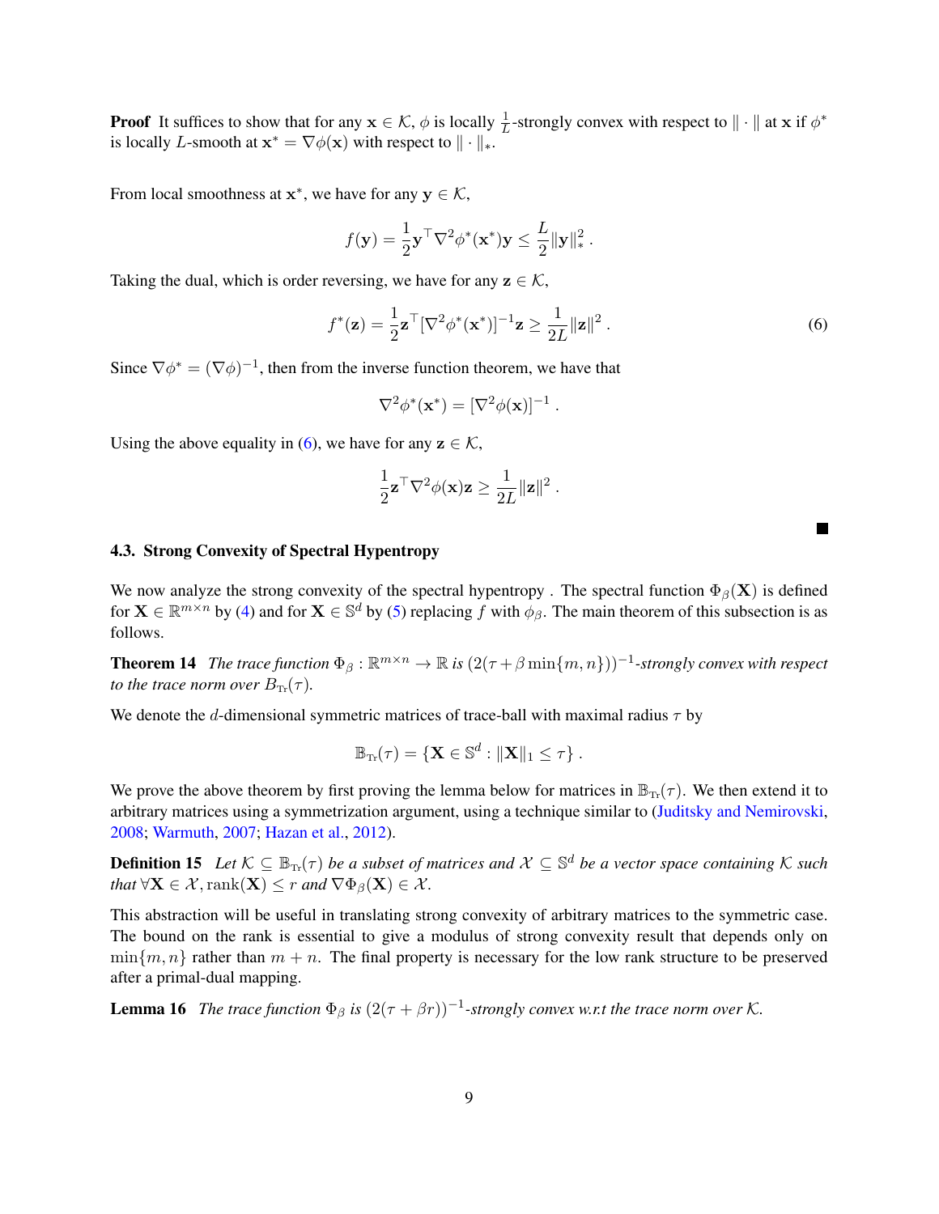**Proof** It suffices to show that for any $\mathbf{x} \in \mathcal{K}$, $\phi$ is locally $\frac{1}{L}$-strongly convex with respect to $\| \cdot \|$ at $\mathbf{x}$ if $\phi^*$ is locally $L$-smooth at $\mathbf{x}^* = \nabla\phi(\mathbf{x})$ with respect to $\| \cdot \|_*$.

From local smoothness at $\mathbf{x}^*$, we have for any $\mathbf{y} \in \mathcal{K}$,

$$f(\mathbf{y}) = \frac{1}{2}\mathbf{y}^\top \nabla^2 \phi^*(\mathbf{x}^*)\mathbf{y} \leq \frac{L}{2}\|\mathbf{y}\|_*^2 .$$

Taking the dual, which is order reversing, we have for any $\mathbf{z} \in \mathcal{K}$,

$$f^*(\mathbf{z}) = \frac{1}{2}\mathbf{z}^\top [\nabla^2 \phi^*(\mathbf{x}^*)]^{-1}\mathbf{z} \geq \frac{1}{2L}\|\mathbf{z}\|^2 . \tag{6}$$

Since $\nabla\phi^* = (\nabla\phi)^{-1}$, then from the inverse function theorem, we have that

$$\nabla^2\phi^*(\mathbf{x}^*) = [\nabla^2\phi(\mathbf{x})]^{-1} .$$

Using the above equality in (6), we have for any $\mathbf{z} \in \mathcal{K}$,

$$\frac{1}{2}\mathbf{z}^\top \nabla^2\phi(\mathbf{x})\mathbf{z} \geq \frac{1}{2L}\|\mathbf{z}\|^2 .$$

■

### 4.3. Strong Convexity of Spectral Hypentropy

We now analyze the strong convexity of the spectral hypentropy . The spectral function $\Phi_\beta(\mathbf{X})$ is defined for $\mathbf{X} \in \mathbb{R}^{m\times n}$ by (4) and for $\mathbf{X} \in \mathbb{S}^d$ by (5) replacing $f$ with $\phi_\beta$. The main theorem of this subsection is as follows.

**Theorem 14** *The trace function $\Phi_\beta : \mathbb{R}^{m\times n} \to \mathbb{R}$ is $(2(\tau + \beta \min\{m, n\}))^{-1}$-strongly convex with respect to the trace norm over $B_{\mathrm{Tr}}(\tau)$.*

We denote the $d$-dimensional symmetric matrices of trace-ball with maximal radius $\tau$ by

$$\mathbb{B}_{\mathrm{Tr}}(\tau) = \{\mathbf{X} \in \mathbb{S}^d : \|\mathbf{X}\|_1 \leq \tau\} .$$

We prove the above theorem by first proving the lemma below for matrices in $\mathbb{B}_{\mathrm{Tr}}(\tau)$. We then extend it to arbitrary matrices using a symmetrization argument, using a technique similar to (Juditsky and Nemirovski, 2008; Warmuth, 2007; Hazan et al., 2012).

**Definition 15** *Let $\mathcal{K} \subseteq \mathbb{B}_{\mathrm{Tr}}(\tau)$ be a subset of matrices and $\mathcal{X} \subseteq \mathbb{S}^d$ be a vector space containing $\mathcal{K}$ such that $\forall \mathbf{X} \in \mathcal{X}, \mathrm{rank}(\mathbf{X}) \leq r$ and $\nabla\Phi_\beta(\mathbf{X}) \in \mathcal{X}$.*

This abstraction will be useful in translating strong convexity of arbitrary matrices to the symmetric case. The bound on the rank is essential to give a modulus of strong convexity result that depends only on $\min\{m, n\}$ rather than $m + n$. The final property is necessary for the low rank structure to be preserved after a primal-dual mapping.

**Lemma 16** *The trace function $\Phi_\beta$ is $(2(\tau + \beta r))^{-1}$-strongly convex w.r.t the trace norm over $\mathcal{K}$.*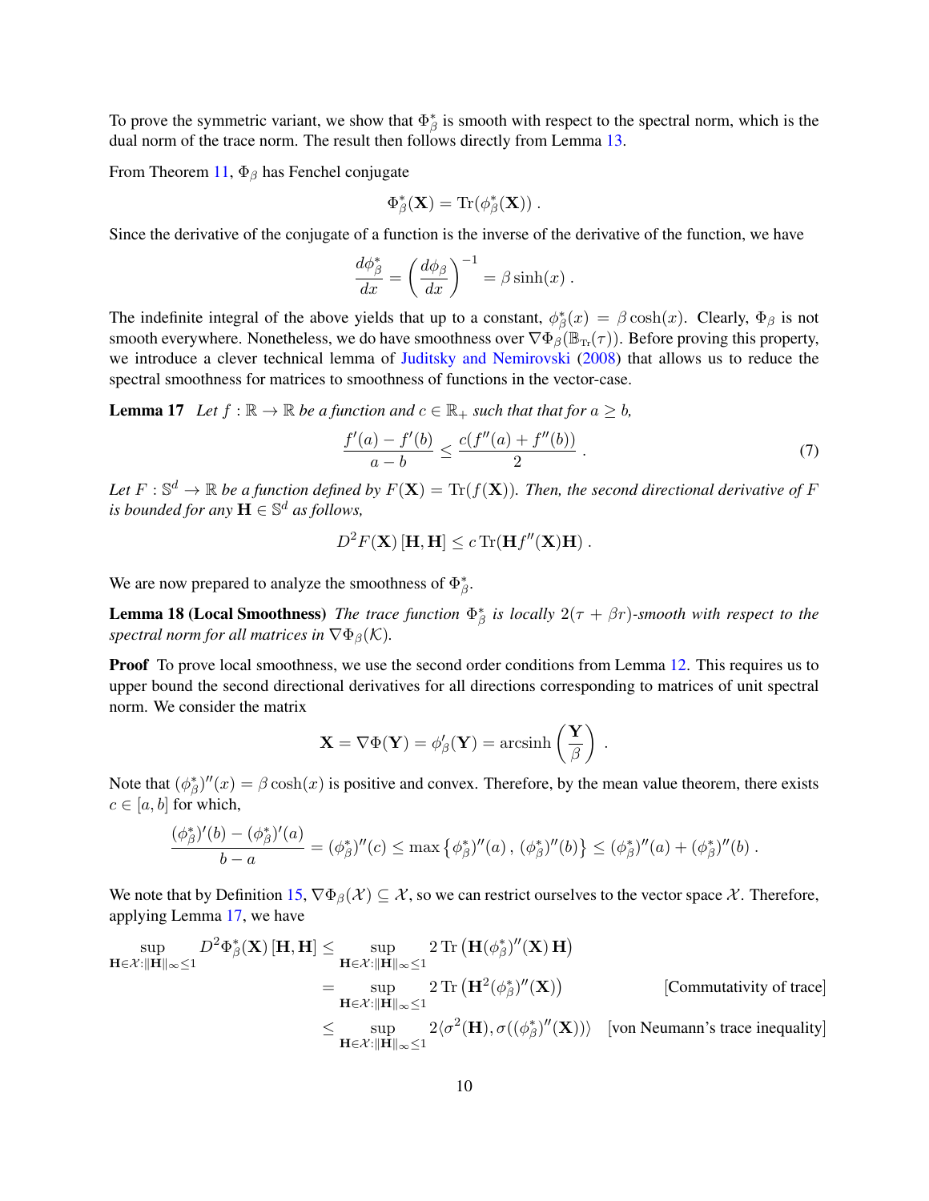To prove the symmetric variant, we show that $\Phi_\beta^*$ is smooth with respect to the spectral norm, which is the dual norm of the trace norm. The result then follows directly from Lemma 13.

From Theorem 11, $\Phi_\beta$ has Fenchel conjugate

$$\Phi_\beta^*(\mathbf{X}) = \mathrm{Tr}(\phi_\beta^*(\mathbf{X})) \, .$$

Since the derivative of the conjugate of a function is the inverse of the derivative of the function, we have

$$\frac{d\phi_\beta^*}{dx} = \left(\frac{d\phi_\beta}{dx}\right)^{-1} = \beta \sinh(x) \, .$$

The indefinite integral of the above yields that up to a constant, $\phi_\beta^*(x) = \beta\cosh(x)$. Clearly, $\Phi_\beta$ is not smooth everywhere. Nonetheless, we do have smoothness over $\nabla\Phi_\beta(\mathbb{B}_{\mathrm{Tr}}(\tau))$. Before proving this property, we introduce a clever technical lemma of Juditsky and Nemirovski (2008) that allows us to reduce the spectral smoothness for matrices to smoothness of functions in the vector-case.

**Lemma 17** *Let $f : \mathbb{R} \to \mathbb{R}$ be a function and $c \in \mathbb{R}_+$ such that that for $a \geq b$,*

$$\frac{f'(a) - f'(b)}{a - b} \leq \frac{c(f''(a) + f''(b))}{2} \, . \tag{7}$$

*Let $F : \mathbb{S}^d \to \mathbb{R}$ be a function defined by $F(\mathbf{X}) = \mathrm{Tr}(f(\mathbf{X}))$. Then, the second directional derivative of $F$ is bounded for any $\mathbf{H} \in \mathbb{S}^d$ as follows,*

$$D^2F(\mathbf{X})\,[\mathbf{H}, \mathbf{H}] \leq c\,\mathrm{Tr}(\mathbf{H}f''(\mathbf{X})\mathbf{H}) \, .$$

We are now prepared to analyze the smoothness of $\Phi_\beta^*$.

**Lemma 18 (Local Smoothness)** *The trace function $\Phi_\beta^*$ is locally $2(\tau + \beta r)$-smooth with respect to the spectral norm for all matrices in $\nabla\Phi_\beta(\mathcal{K})$.*

**Proof** To prove local smoothness, we use the second order conditions from Lemma 12. This requires us to upper bound the second directional derivatives for all directions corresponding to matrices of unit spectral norm. We consider the matrix

$$\mathbf{X} = \nabla\Phi(\mathbf{Y}) = \phi_\beta'(\mathbf{Y}) = \operatorname{arcsinh}\left(\frac{\mathbf{Y}}{\beta}\right) \, .$$

Note that $(\phi_\beta^*)''(x) = \beta\cosh(x)$ is positive and convex. Therefore, by the mean value theorem, there exists $c \in [a, b]$ for which,

$$\frac{(\phi_\beta^*)'(b) - (\phi_\beta^*)'(a)}{b - a} = (\phi_\beta^*)''(c) \leq \max\left\{\phi_\beta^*)''(a)\,,\,(\phi_\beta^*)''(b)\right\} \leq (\phi_\beta^*)''(a) + (\phi_\beta^*)''(b) \, .$$

We note that by Definition 15, $\nabla\Phi_\beta(\mathcal{X}) \subseteq \mathcal{X}$, so we can restrict ourselves to the vector space $\mathcal{X}$. Therefore, applying Lemma 17, we have

$$\begin{aligned}
\sup_{\mathbf{H}\in\mathcal{X}:\|\mathbf{H}\|_\infty\leq 1} D^2\Phi_\beta^*(\mathbf{X})\,[\mathbf{H},\mathbf{H}] &\leq \sup_{\mathbf{H}\in\mathcal{X}:\|\mathbf{H}\|_\infty\leq 1} 2\,\mathrm{Tr}\left(\mathbf{H}(\phi_\beta^*)''(\mathbf{X})\,\mathbf{H}\right) \\
&= \sup_{\mathbf{H}\in\mathcal{X}:\|\mathbf{H}\|_\infty\leq 1} 2\,\mathrm{Tr}\left(\mathbf{H}^2(\phi_\beta^*)''(\mathbf{X})\right) && \text{[Commutativity of trace]} \\
&\leq \sup_{\mathbf{H}\in\mathcal{X}:\|\mathbf{H}\|_\infty\leq 1} 2\langle\sigma^2(\mathbf{H}), \sigma((\phi_\beta^*)''(\mathbf{X}))\rangle && \text{[von Neumann's trace inequality]}
\end{aligned}$$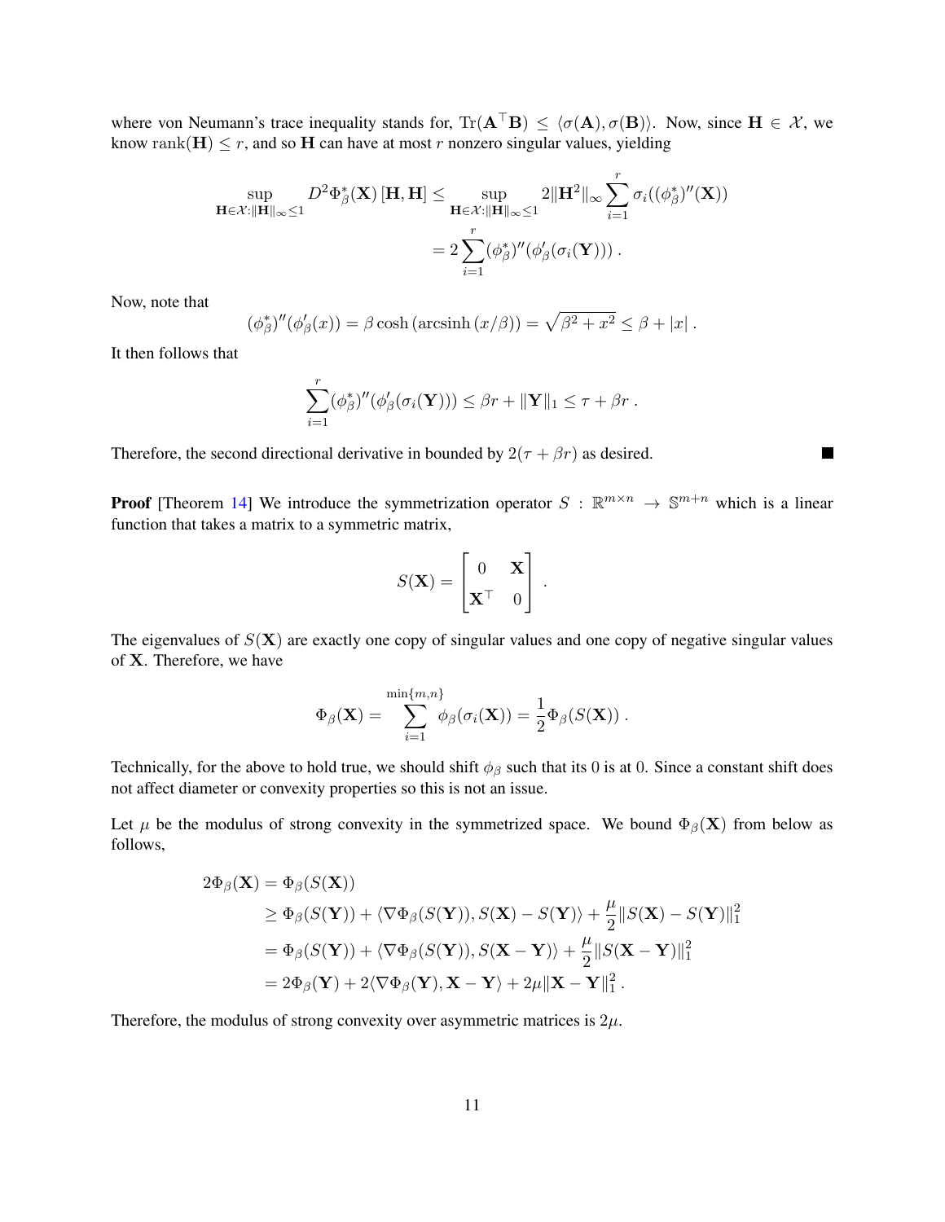where von Neumann's trace inequality stands for, $\mathrm{Tr}(\mathbf{A}^\top \mathbf{B}) \le \langle \sigma(\mathbf{A}), \sigma(\mathbf{B})\rangle$. Now, since $\mathbf{H} \in \mathcal{X}$, we know $\mathrm{rank}(\mathbf{H}) \le r$, and so $\mathbf{H}$ can have at most $r$ nonzero singular values, yielding

$$
\begin{aligned}
\sup_{\mathbf{H}\in\mathcal{X}:\|\mathbf{H}\|_\infty \le 1} D^2\Phi_\beta^*(\mathbf{X})\,[\mathbf{H},\mathbf{H}] &\le \sup_{\mathbf{H}\in\mathcal{X}:\|\mathbf{H}\|_\infty \le 1} 2\|\mathbf{H}^2\|_\infty \sum_{i=1}^{r} \sigma_i((\phi_\beta^*)''(\mathbf{X})) \\
&= 2\sum_{i=1}^{r} (\phi_\beta^*)''(\phi_\beta'(\sigma_i(\mathbf{Y}))) \,.
\end{aligned}
$$

Now, note that

$$
(\phi_\beta^*)''(\phi_\beta'(x)) = \beta \cosh\left(\mathrm{arcsinh}\left(x/\beta\right)\right) = \sqrt{\beta^2 + x^2} \le \beta + |x| \,.
$$

It then follows that

$$
\sum_{i=1}^{r} (\phi_\beta^*)''(\phi_\beta'(\sigma_i(\mathbf{Y}))) \le \beta r + \|\mathbf{Y}\|_1 \le \tau + \beta r \,.
$$

Therefore, the second directional derivative in bounded by $2(\tau + \beta r)$ as desired. ■

**Proof** [Theorem 14] We introduce the symmetrization operator $S : \mathbb{R}^{m\times n} \to \mathbb{S}^{m+n}$ which is a linear function that takes a matrix to a symmetric matrix,

$$
S(\mathbf{X}) = \begin{bmatrix} 0 & \mathbf{X} \\ \mathbf{X}^\top & 0 \end{bmatrix} .
$$

The eigenvalues of $S(\mathbf{X})$ are exactly one copy of singular values and one copy of negative singular values of $\mathbf{X}$. Therefore, we have

$$
\Phi_\beta(\mathbf{X}) = \sum_{i=1}^{\min\{m,n\}} \phi_\beta(\sigma_i(\mathbf{X})) = \frac{1}{2}\Phi_\beta(S(\mathbf{X})) \,.
$$

Technically, for the above to hold true, we should shift $\phi_\beta$ such that its 0 is at 0. Since a constant shift does not affect diameter or convexity properties so this is not an issue.

Let $\mu$ be the modulus of strong convexity in the symmetrized space. We bound $\Phi_\beta(\mathbf{X})$ from below as follows,

$$
\begin{aligned}
2\Phi_\beta(\mathbf{X}) &= \Phi_\beta(S(\mathbf{X})) \\
&\ge \Phi_\beta(S(\mathbf{Y})) + \langle \nabla\Phi_\beta(S(\mathbf{Y})), S(\mathbf{X}) - S(\mathbf{Y})\rangle + \frac{\mu}{2}\|S(\mathbf{X}) - S(\mathbf{Y})\|_1^2 \\
&= \Phi_\beta(S(\mathbf{Y})) + \langle \nabla\Phi_\beta(S(\mathbf{Y})), S(\mathbf{X} - \mathbf{Y})\rangle + \frac{\mu}{2}\|S(\mathbf{X} - \mathbf{Y})\|_1^2 \\
&= 2\Phi_\beta(\mathbf{Y}) + 2\langle \nabla\Phi_\beta(\mathbf{Y}), \mathbf{X} - \mathbf{Y}\rangle + 2\mu\|\mathbf{X} - \mathbf{Y}\|_1^2 \,.
\end{aligned}
$$

Therefore, the modulus of strong convexity over asymmetric matrices is $2\mu$.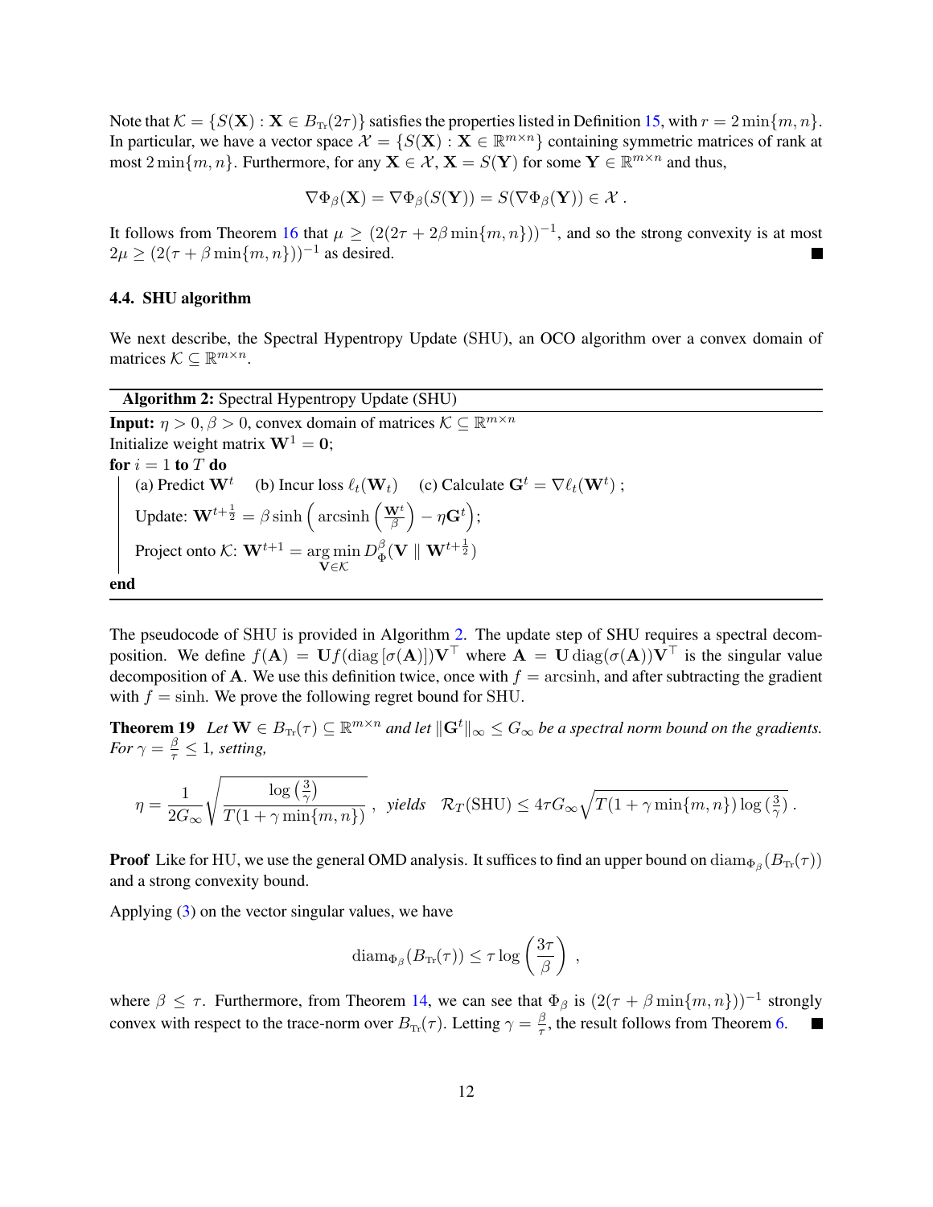Note that $\mathcal{K} = \{S(\mathbf{X}) : \mathbf{X} \in B_{\text{Tr}}(2\tau)\}$ satisfies the properties listed in Definition 15, with $r = 2\min\{m,n\}$. In particular, we have a vector space $\mathcal{X} = \{S(\mathbf{X}) : \mathbf{X} \in \mathbb{R}^{m\times n}\}$ containing symmetric matrices of rank at most $2\min\{m,n\}$. Furthermore, for any $\mathbf{X} \in \mathcal{X}$, $\mathbf{X} = S(\mathbf{Y})$ for some $\mathbf{Y} \in \mathbb{R}^{m\times n}$ and thus,

$$\nabla\Phi_\beta(\mathbf{X}) = \nabla\Phi_\beta(S(\mathbf{Y})) = S(\nabla\Phi_\beta(\mathbf{Y})) \in \mathcal{X} \ .$$

It follows from Theorem 16 that $\mu \geq (2(2\tau + 2\beta\min\{m,n\}))^{-1}$, and so the strong convexity is at most $2\mu \geq (2(\tau + \beta\min\{m,n\}))^{-1}$ as desired. ■

### 4.4. SHU algorithm

We next describe, the Spectral Hypentropy Update (SHU), an OCO algorithm over a convex domain of matrices $\mathcal{K} \subseteq \mathbb{R}^{m\times n}$.

**Algorithm 2:** Spectral Hypentropy Update (SHU)

**Input:** $\eta > 0, \beta > 0$, convex domain of matrices $\mathcal{K} \subseteq \mathbb{R}^{m\times n}$
Initialize weight matrix $\mathbf{W}^1 = \mathbf{0}$;
**for** $i = 1$ **to** $T$ **do**
  (a) Predict $\mathbf{W}^t$  (b) Incur loss $\ell_t(\mathbf{W}_t)$  (c) Calculate $\mathbf{G}^t = \nabla\ell_t(\mathbf{W}^t)$ ;
  Update: $\mathbf{W}^{t+\frac{1}{2}} = \beta\sinh\left(\operatorname{arcsinh}\left(\frac{\mathbf{W}^t}{\beta}\right) - \eta\mathbf{G}^t\right)$;
  Project onto $\mathcal{K}$: $\mathbf{W}^{t+1} = \underset{\mathbf{V}\in\mathcal{K}}{\arg\min}\, D_\Phi^\beta(\mathbf{V} \parallel \mathbf{W}^{t+\frac{1}{2}})$
**end**

The pseudocode of SHU is provided in Algorithm 2. The update step of SHU requires a spectral decomposition. We define $f(\mathbf{A}) = \mathbf{U}f(\operatorname{diag}[\sigma(\mathbf{A})])\mathbf{V}^\top$ where $\mathbf{A} = \mathbf{U}\operatorname{diag}(\sigma(\mathbf{A}))\mathbf{V}^\top$ is the singular value decomposition of $\mathbf{A}$. We use this definition twice, once with $f = \operatorname{arcsinh}$, and after subtracting the gradient with $f = \sinh$. We prove the following regret bound for SHU.

**Theorem 19** *Let $\mathbf{W} \in B_{\text{Tr}}(\tau) \subseteq \mathbb{R}^{m\times n}$ and let $\|\mathbf{G}^t\|_\infty \leq G_\infty$ be a spectral norm bound on the gradients. For $\gamma = \frac{\beta}{\tau} \leq 1$, setting,*

$$\eta = \frac{1}{2G_\infty}\sqrt{\frac{\log\left(\frac{3}{\gamma}\right)}{T(1+\gamma\min\{m,n\})}}\ , \quad \textit{yields} \quad \mathcal{R}_T(\text{SHU}) \leq 4\tau G_\infty\sqrt{T(1+\gamma\min\{m,n\})\log\left(\tfrac{3}{\gamma}\right)}\ .$$

**Proof** Like for HU, we use the general OMD analysis. It suffices to find an upper bound on $\operatorname{diam}_{\Phi_\beta}(B_{\text{Tr}}(\tau))$ and a strong convexity bound.

Applying (3) on the vector singular values, we have

$$\operatorname{diam}_{\Phi_\beta}(B_{\text{Tr}}(\tau)) \leq \tau\log\left(\frac{3\tau}{\beta}\right)\ ,$$

where $\beta \leq \tau$. Furthermore, from Theorem 14, we can see that $\Phi_\beta$ is $(2(\tau + \beta\min\{m,n\}))^{-1}$ strongly convex with respect to the trace-norm over $B_{\text{Tr}}(\tau)$. Letting $\gamma = \frac{\beta}{\tau}$, the result follows from Theorem 6. ■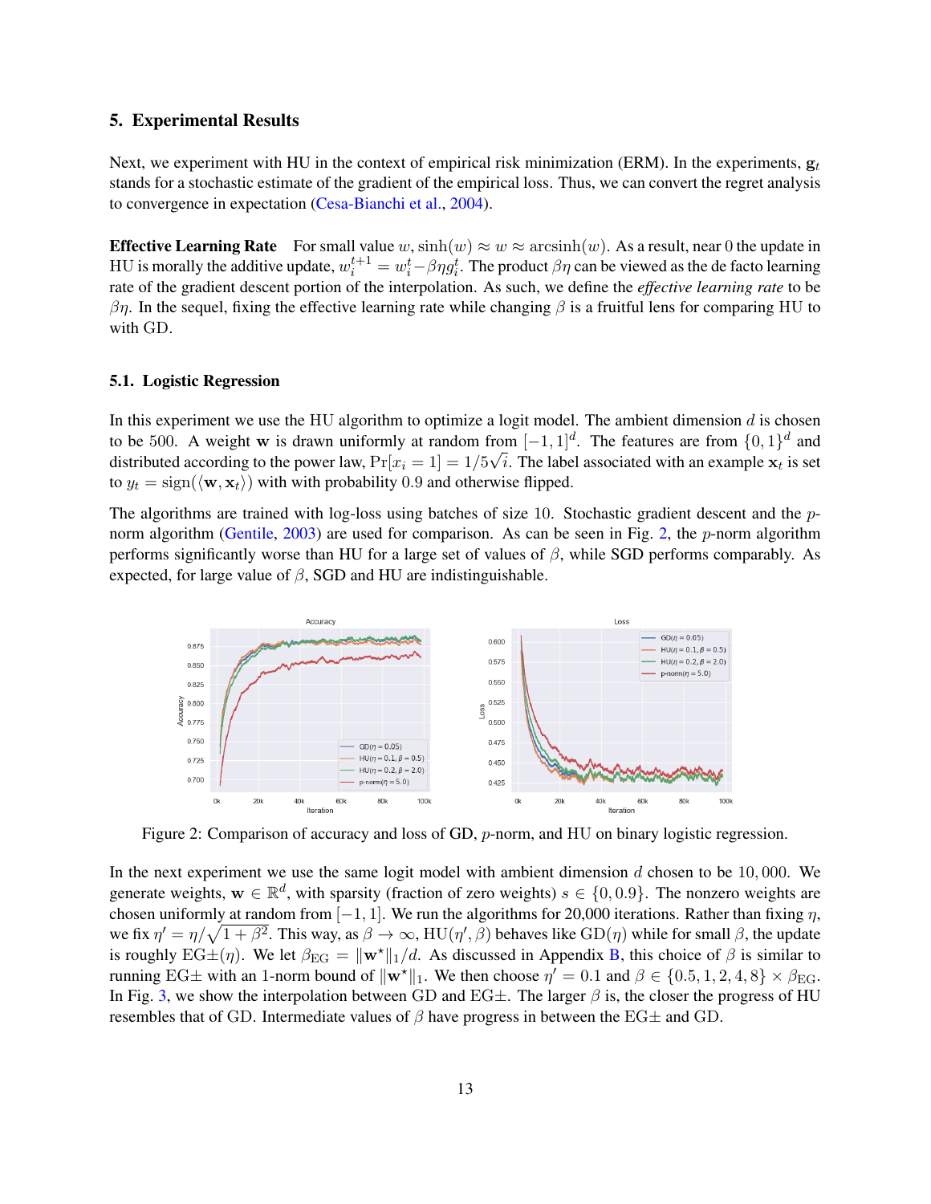## 5. Experimental Results

Next, we experiment with HU in the context of empirical risk minimization (ERM). In the experiments, $\mathbf{g}_t$ stands for a stochastic estimate of the gradient of the empirical loss. Thus, we can convert the regret analysis to convergence in expectation (Cesa-Bianchi et al., 2004).

**Effective Learning Rate** For small value $w$, $\sinh(w) \approx w \approx \operatorname{arcsinh}(w)$. As a result, near 0 the update in HU is morally the additive update, $w_i^{t+1} = w_i^t - \beta\eta g_i^t$. The product $\beta\eta$ can be viewed as the de facto learning rate of the gradient descent portion of the interpolation. As such, we define the *effective learning rate* to be $\beta\eta$. In the sequel, fixing the effective learning rate while changing $\beta$ is a fruitful lens for comparing HU to with GD.

### 5.1. Logistic Regression

In this experiment we use the HU algorithm to optimize a logit model. The ambient dimension $d$ is chosen to be 500. A weight $\mathbf{w}$ is drawn uniformly at random from $[-1, 1]^d$. The features are from $\{0, 1\}^d$ and distributed according to the power law, $\Pr[x_i = 1] = 1/5\sqrt{i}$. The label associated with an example $\mathbf{x}_t$ is set to $y_t = \operatorname{sign}(\langle \mathbf{w}, \mathbf{x}_t \rangle)$ with with probability 0.9 and otherwise flipped.

The algorithms are trained with log-loss using batches of size 10. Stochastic gradient descent and the $p$-norm algorithm (Gentile, 2003) are used for comparison. As can be seen in Fig. 2, the $p$-norm algorithm performs significantly worse than HU for a large set of values of $\beta$, while SGD performs comparably. As expected, for large value of $\beta$, SGD and HU are indistinguishable.

Figure 2: Comparison of accuracy and loss of GD, $p$-norm, and HU on binary logistic regression.

In the next experiment we use the same logit model with ambient dimension $d$ chosen to be 10,000. We generate weights, $\mathbf{w} \in \mathbb{R}^d$, with sparsity (fraction of zero weights) $s \in \{0, 0.9\}$. The nonzero weights are chosen uniformly at random from $[-1, 1]$. We run the algorithms for 20,000 iterations. Rather than fixing $\eta$, we fix $\eta' = \eta/\sqrt{1 + \beta^2}$. This way, as $\beta \to \infty$, HU$(\eta', \beta)$ behaves like GD$(\eta)$ while for small $\beta$, the update is roughly EG$\pm(\eta)$. We let $\beta_{\text{EG}} = \|\mathbf{w}^\star\|_1/d$. As discussed in Appendix B, this choice of $\beta$ is similar to running EG$\pm$ with an 1-norm bound of $\|\mathbf{w}^\star\|_1$. We then choose $\eta' = 0.1$ and $\beta \in \{0.5, 1, 2, 4, 8\} \times \beta_{\text{EG}}$. In Fig. 3, we show the interpolation between GD and EG$\pm$. The larger $\beta$ is, the closer the progress of HU resembles that of GD. Intermediate values of $\beta$ have progress in between the EG$\pm$ and GD.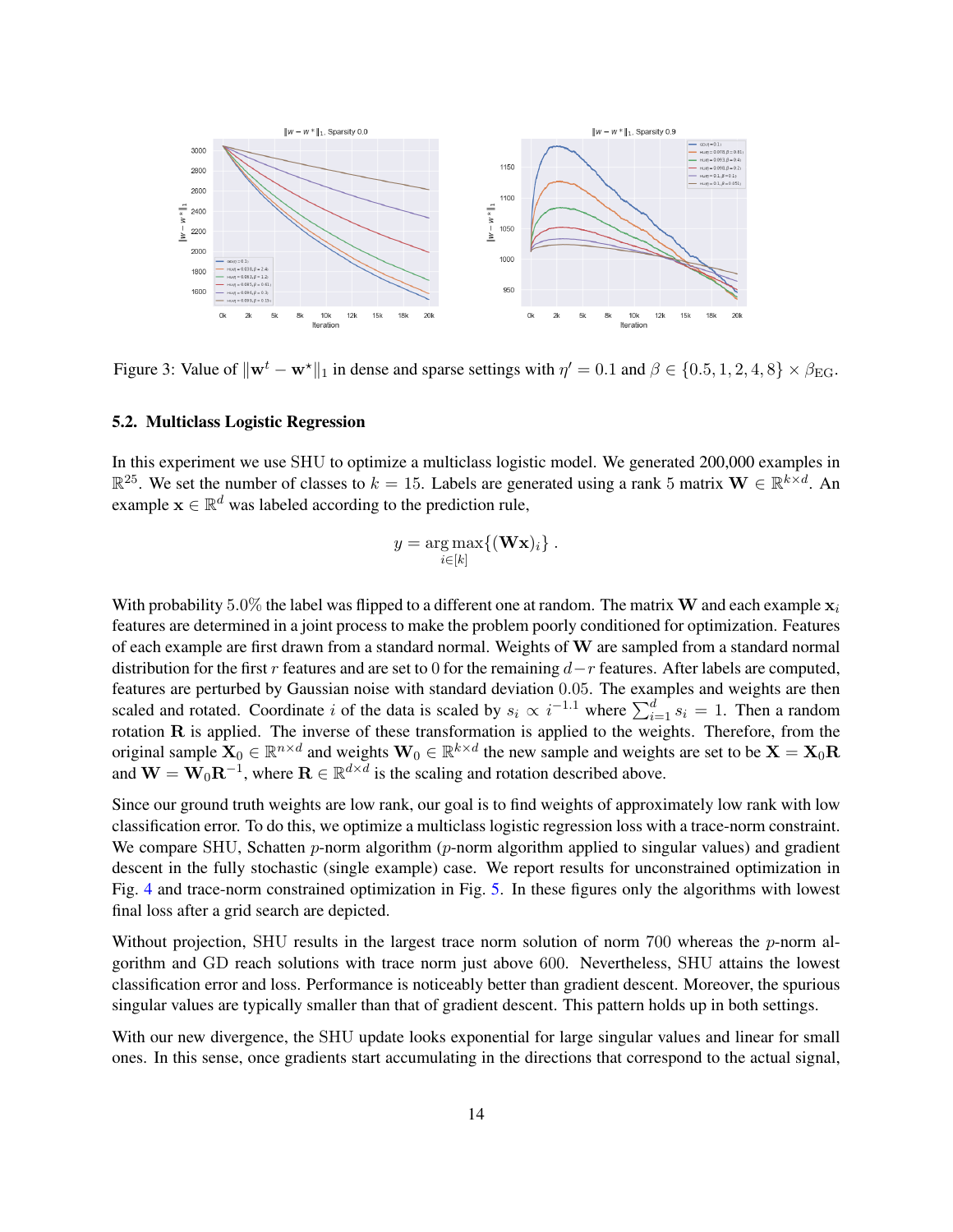Figure 3: Value of $\|\mathbf{w}^t - \mathbf{w}^\star\|_1$ in dense and sparse settings with $\eta' = 0.1$ and $\beta \in \{0.5, 1, 2, 4, 8\} \times \beta_{\text{EG}}$.

### 5.2. Multiclass Logistic Regression

In this experiment we use SHU to optimize a multiclass logistic model. We generated 200,000 examples in $\mathbb{R}^{25}$. We set the number of classes to $k = 15$. Labels are generated using a rank 5 matrix $\mathbf{W} \in \mathbb{R}^{k \times d}$. An example $\mathbf{x} \in \mathbb{R}^d$ was labeled according to the prediction rule,

$$y = \arg\max_{i \in [k]} \{(\mathbf{W}\mathbf{x})_i\} .$$

With probability 5.0% the label was flipped to a different one at random. The matrix $\mathbf{W}$ and each example $\mathbf{x}_i$ features are determined in a joint process to make the problem poorly conditioned for optimization. Features of each example are first drawn from a standard normal. Weights of $\mathbf{W}$ are sampled from a standard normal distribution for the first $r$ features and are set to 0 for the remaining $d - r$ features. After labels are computed, features are perturbed by Gaussian noise with standard deviation 0.05. The examples and weights are then scaled and rotated. Coordinate $i$ of the data is scaled by $s_i \propto i^{-1.1}$ where $\sum_{i=1}^{d} s_i = 1$. Then a random rotation $\mathbf{R}$ is applied. The inverse of these transformation is applied to the weights. Therefore, from the original sample $\mathbf{X}_0 \in \mathbb{R}^{n \times d}$ and weights $\mathbf{W}_0 \in \mathbb{R}^{k \times d}$ the new sample and weights are set to be $\mathbf{X} = \mathbf{X}_0\mathbf{R}$ and $\mathbf{W} = \mathbf{W}_0\mathbf{R}^{-1}$, where $\mathbf{R} \in \mathbb{R}^{d \times d}$ is the scaling and rotation described above.

Since our ground truth weights are low rank, our goal is to find weights of approximately low rank with low classification error. To do this, we optimize a multiclass logistic regression loss with a trace-norm constraint. We compare SHU, Schatten $p$-norm algorithm ($p$-norm algorithm applied to singular values) and gradient descent in the fully stochastic (single example) case. We report results for unconstrained optimization in Fig. 4 and trace-norm constrained optimization in Fig. 5. In these figures only the algorithms with lowest final loss after a grid search are depicted.

Without projection, SHU results in the largest trace norm solution of norm 700 whereas the $p$-norm algorithm and GD reach solutions with trace norm just above 600. Nevertheless, SHU attains the lowest classification error and loss. Performance is noticeably better than gradient descent. Moreover, the spurious singular values are typically smaller than that of gradient descent. This pattern holds up in both settings.

With our new divergence, the SHU update looks exponential for large singular values and linear for small ones. In this sense, once gradients start accumulating in the directions that correspond to the actual signal,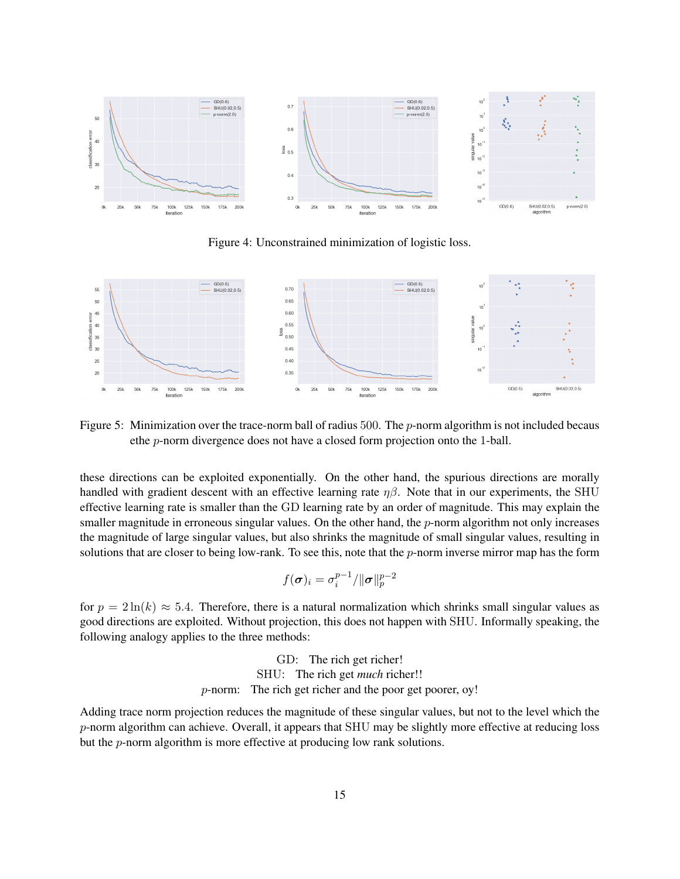Figure 4: Unconstrained minimization of logistic loss.

Figure 5: Minimization over the trace-norm ball of radius 500. The $p$-norm algorithm is not included becaus ethe $p$-norm divergence does not have a closed form projection onto the 1-ball.

these directions can be exploited exponentially. On the other hand, the spurious directions are morally handled with gradient descent with an effective learning rate $\eta\beta$. Note that in our experiments, the SHU effective learning rate is smaller than the GD learning rate by an order of magnitude. This may explain the smaller magnitude in erroneous singular values. On the other hand, the $p$-norm algorithm not only increases the magnitude of large singular values, but also shrinks the magnitude of small singular values, resulting in solutions that are closer to being low-rank. To see this, note that the $p$-norm inverse mirror map has the form

$$f(\boldsymbol{\sigma})_i = \sigma_i^{p-1}/\|\boldsymbol{\sigma}\|_p^{p-2}$$

for $p = 2\ln(k) \approx 5.4$. Therefore, there is a natural normalization which shrinks small singular values as good directions are exploited. Without projection, this does not happen with SHU. Informally speaking, the following analogy applies to the three methods:

GD: The rich get richer!
SHU: The rich get *much* richer!!
$p$-norm: The rich get richer and the poor get poorer, oy!

Adding trace norm projection reduces the magnitude of these singular values, but not to the level which the $p$-norm algorithm can achieve. Overall, it appears that SHU may be slightly more effective at reducing loss but the $p$-norm algorithm is more effective at producing low rank solutions.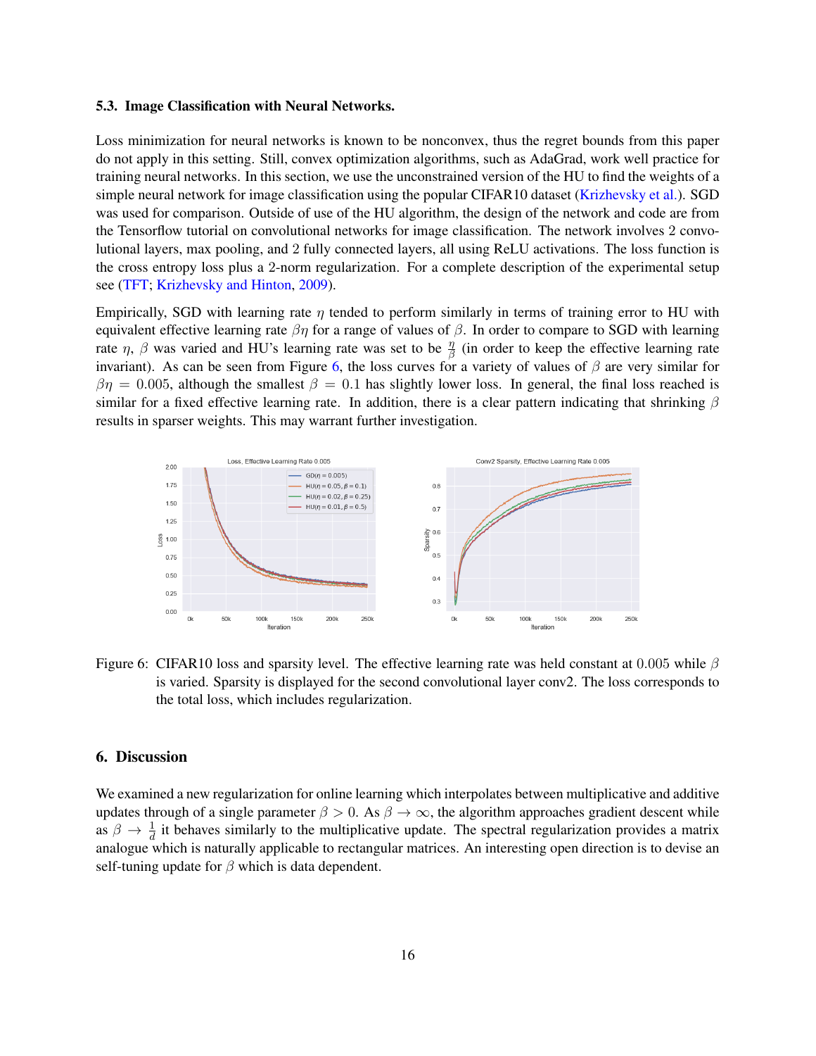### 5.3. Image Classification with Neural Networks.

Loss minimization for neural networks is known to be nonconvex, thus the regret bounds from this paper do not apply in this setting. Still, convex optimization algorithms, such as AdaGrad, work well practice for training neural networks. In this section, we use the unconstrained version of the HU to find the weights of a simple neural network for image classification using the popular CIFAR10 dataset (Krizhevsky et al.). SGD was used for comparison. Outside of use of the HU algorithm, the design of the network and code are from the Tensorflow tutorial on convolutional networks for image classification. The network involves 2 convolutional layers, max pooling, and 2 fully connected layers, all using ReLU activations. The loss function is the cross entropy loss plus a 2-norm regularization. For a complete description of the experimental setup see (TFT; Krizhevsky and Hinton, 2009).

Empirically, SGD with learning rate $\eta$ tended to perform similarly in terms of training error to HU with equivalent effective learning rate $\beta\eta$ for a range of values of $\beta$. In order to compare to SGD with learning rate $\eta$, $\beta$ was varied and HU's learning rate was set to be $\frac{\eta}{\beta}$ (in order to keep the effective learning rate invariant). As can be seen from Figure 6, the loss curves for a variety of values of $\beta$ are very similar for $\beta\eta = 0.005$, although the smallest $\beta = 0.1$ has slightly lower loss. In general, the final loss reached is similar for a fixed effective learning rate. In addition, there is a clear pattern indicating that shrinking $\beta$ results in sparser weights. This may warrant further investigation.

Figure 6: CIFAR10 loss and sparsity level. The effective learning rate was held constant at 0.005 while $\beta$ is varied. Sparsity is displayed for the second convolutional layer conv2. The loss corresponds to the total loss, which includes regularization.

## 6. Discussion

We examined a new regularization for online learning which interpolates between multiplicative and additive updates through of a single parameter $\beta > 0$. As $\beta \to \infty$, the algorithm approaches gradient descent while as $\beta \to \frac{1}{d}$ it behaves similarly to the multiplicative update. The spectral regularization provides a matrix analogue which is naturally applicable to rectangular matrices. An interesting open direction is to devise an self-tuning update for $\beta$ which is data dependent.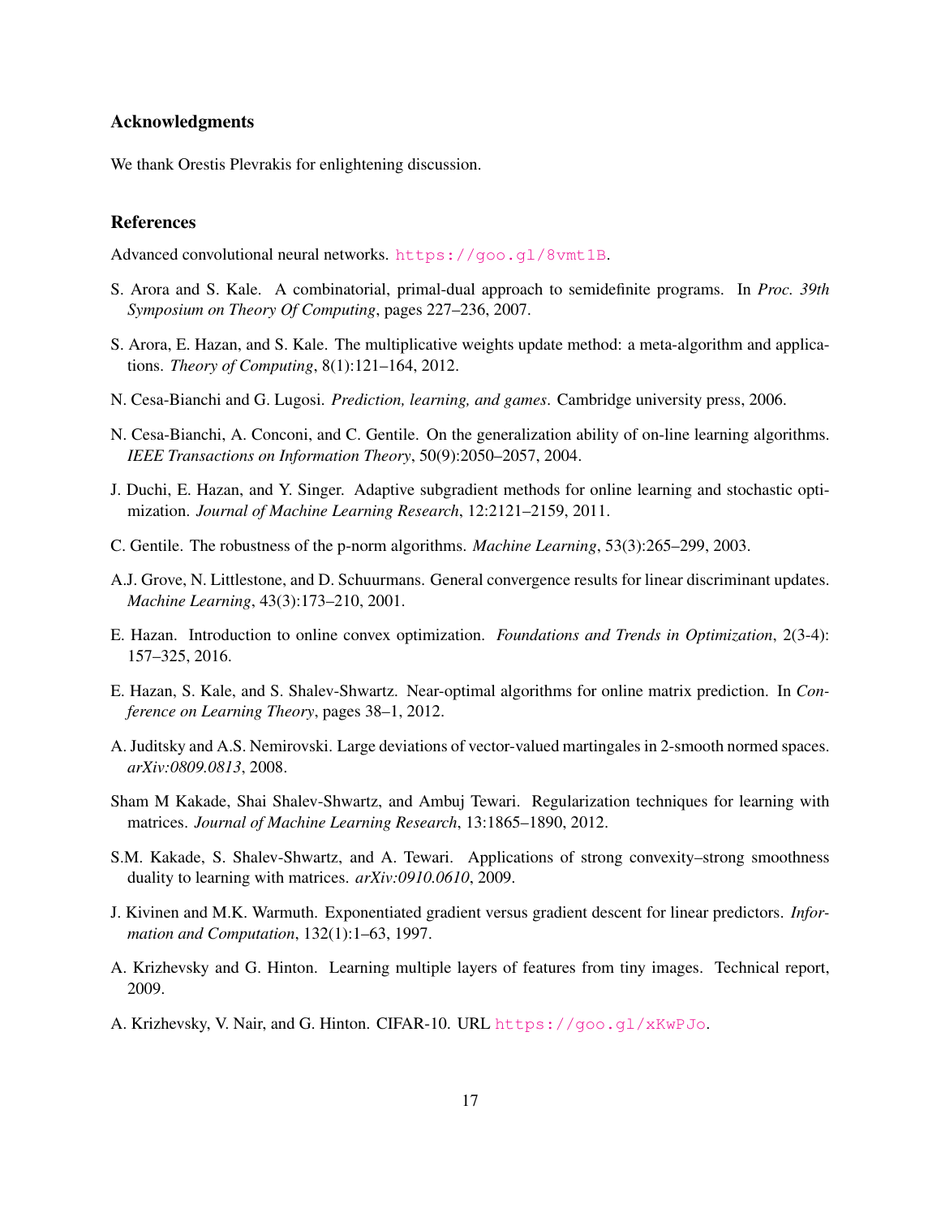## Acknowledgments

We thank Orestis Plevrakis for enlightening discussion.

## References

Advanced convolutional neural networks. https://goo.gl/8vmt1B.

S. Arora and S. Kale. A combinatorial, primal-dual approach to semidefinite programs. In *Proc. 39th Symposium on Theory Of Computing*, pages 227–236, 2007.

S. Arora, E. Hazan, and S. Kale. The multiplicative weights update method: a meta-algorithm and applications. *Theory of Computing*, 8(1):121–164, 2012.

N. Cesa-Bianchi and G. Lugosi. *Prediction, learning, and games*. Cambridge university press, 2006.

N. Cesa-Bianchi, A. Conconi, and C. Gentile. On the generalization ability of on-line learning algorithms. *IEEE Transactions on Information Theory*, 50(9):2050–2057, 2004.

J. Duchi, E. Hazan, and Y. Singer. Adaptive subgradient methods for online learning and stochastic optimization. *Journal of Machine Learning Research*, 12:2121–2159, 2011.

C. Gentile. The robustness of the p-norm algorithms. *Machine Learning*, 53(3):265–299, 2003.

A.J. Grove, N. Littlestone, and D. Schuurmans. General convergence results for linear discriminant updates. *Machine Learning*, 43(3):173–210, 2001.

E. Hazan. Introduction to online convex optimization. *Foundations and Trends in Optimization*, 2(3-4): 157–325, 2016.

E. Hazan, S. Kale, and S. Shalev-Shwartz. Near-optimal algorithms for online matrix prediction. In *Conference on Learning Theory*, pages 38–1, 2012.

A. Juditsky and A.S. Nemirovski. Large deviations of vector-valued martingales in 2-smooth normed spaces. *arXiv:0809.0813*, 2008.

Sham M Kakade, Shai Shalev-Shwartz, and Ambuj Tewari. Regularization techniques for learning with matrices. *Journal of Machine Learning Research*, 13:1865–1890, 2012.

S.M. Kakade, S. Shalev-Shwartz, and A. Tewari. Applications of strong convexity–strong smoothness duality to learning with matrices. *arXiv:0910.0610*, 2009.

J. Kivinen and M.K. Warmuth. Exponentiated gradient versus gradient descent for linear predictors. *Information and Computation*, 132(1):1–63, 1997.

A. Krizhevsky and G. Hinton. Learning multiple layers of features from tiny images. Technical report, 2009.

A. Krizhevsky, V. Nair, and G. Hinton. CIFAR-10. URL https://goo.gl/xKwPJo.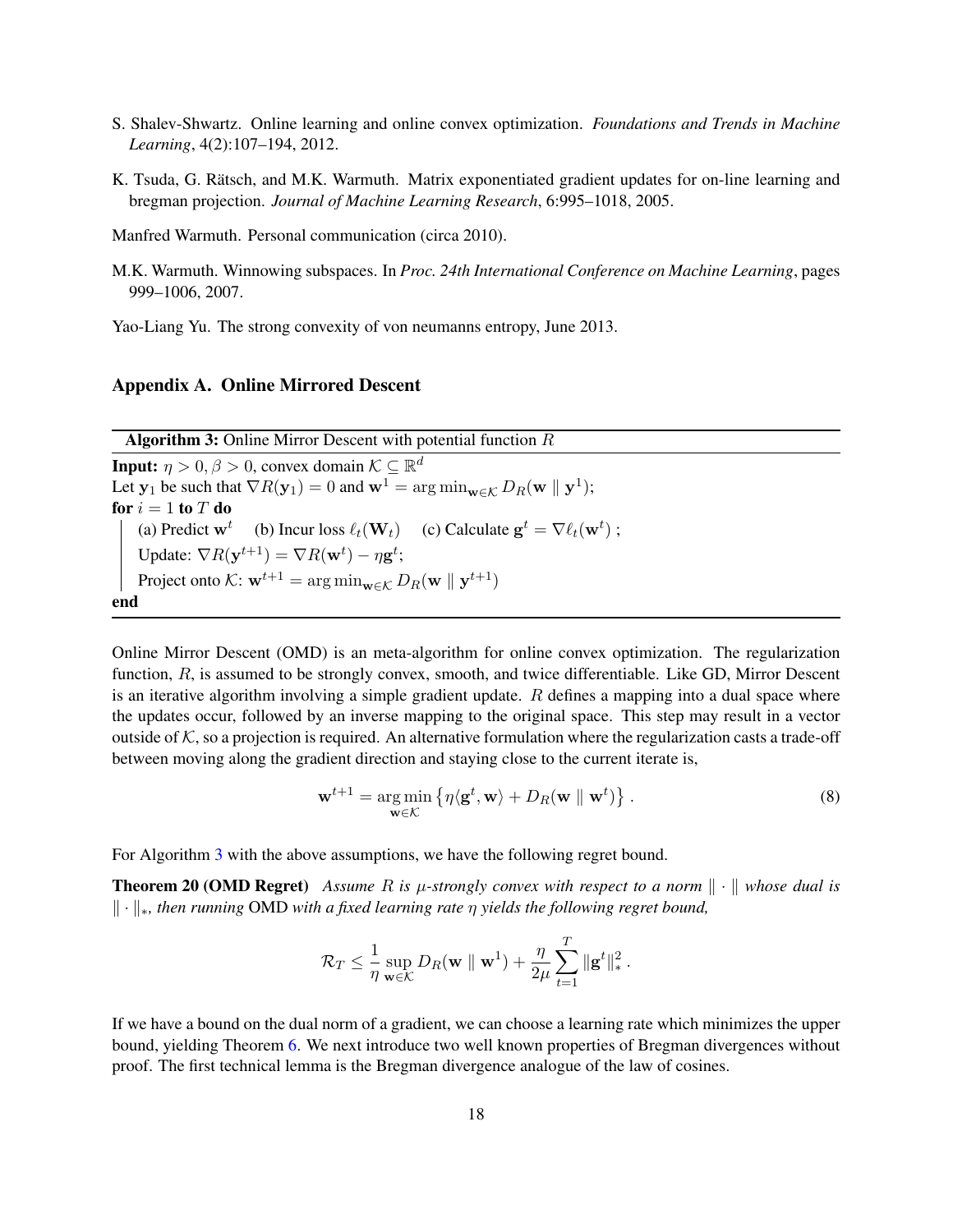S. Shalev-Shwartz. Online learning and online convex optimization. *Foundations and Trends in Machine Learning*, 4(2):107–194, 2012.

K. Tsuda, G. Rätsch, and M.K. Warmuth. Matrix exponentiated gradient updates for on-line learning and bregman projection. *Journal of Machine Learning Research*, 6:995–1018, 2005.

Manfred Warmuth. Personal communication (circa 2010).

M.K. Warmuth. Winnowing subspaces. In *Proc. 24th International Conference on Machine Learning*, pages 999–1006, 2007.

Yao-Liang Yu. The strong convexity of von neumanns entropy, June 2013.

## Appendix A. Online Mirrored Descent

**Algorithm 3:** Online Mirror Descent with potential function $R$

**Input:** $\eta > 0, \beta > 0$, convex domain $\mathcal{K} \subseteq \mathbb{R}^d$
Let $\mathbf{y}_1$ be such that $\nabla R(\mathbf{y}_1) = 0$ and $\mathbf{w}^1 = \arg\min_{\mathbf{w}\in\mathcal{K}} D_R(\mathbf{w} \parallel \mathbf{y}^1)$;
**for** $i = 1$ **to** $T$ **do**
  (a) Predict $\mathbf{w}^t$  (b) Incur loss $\ell_t(\mathbf{W}_t)$  (c) Calculate $\mathbf{g}^t = \nabla \ell_t(\mathbf{w}^t)$ ;
  Update: $\nabla R(\mathbf{y}^{t+1}) = \nabla R(\mathbf{w}^t) - \eta \mathbf{g}^t$;
  Project onto $\mathcal{K}$: $\mathbf{w}^{t+1} = \arg\min_{\mathbf{w}\in\mathcal{K}} D_R(\mathbf{w} \parallel \mathbf{y}^{t+1})$
**end**

Online Mirror Descent (OMD) is an meta-algorithm for online convex optimization. The regularization function, $R$, is assumed to be strongly convex, smooth, and twice differentiable. Like GD, Mirror Descent is an iterative algorithm involving a simple gradient update. $R$ defines a mapping into a dual space where the updates occur, followed by an inverse mapping to the original space. This step may result in a vector outside of $\mathcal{K}$, so a projection is required. An alternative formulation where the regularization casts a trade-off between moving along the gradient direction and staying close to the current iterate is,

$$\mathbf{w}^{t+1} = \operatorname*{arg\,min}_{\mathbf{w}\in\mathcal{K}} \left\{ \eta \langle \mathbf{g}^t, \mathbf{w} \rangle + D_R(\mathbf{w} \parallel \mathbf{w}^t) \right\} . \tag{8}$$

For Algorithm 3 with the above assumptions, we have the following regret bound.

**Theorem 20 (OMD Regret)** *Assume $R$ is $\mu$-strongly convex with respect to a norm $\|\cdot\|$ whose dual is $\|\cdot\|_*$, then running* OMD *with a fixed learning rate $\eta$ yields the following regret bound,*

$$\mathcal{R}_T \leq \frac{1}{\eta} \sup_{\mathbf{w}\in\mathcal{K}} D_R(\mathbf{w} \parallel \mathbf{w}^1) + \frac{\eta}{2\mu} \sum_{t=1}^{T} \|\mathbf{g}^t\|_*^2 .$$

If we have a bound on the dual norm of a gradient, we can choose a learning rate which minimizes the upper bound, yielding Theorem 6. We next introduce two well known properties of Bregman divergences without proof. The first technical lemma is the Bregman divergence analogue of the law of cosines.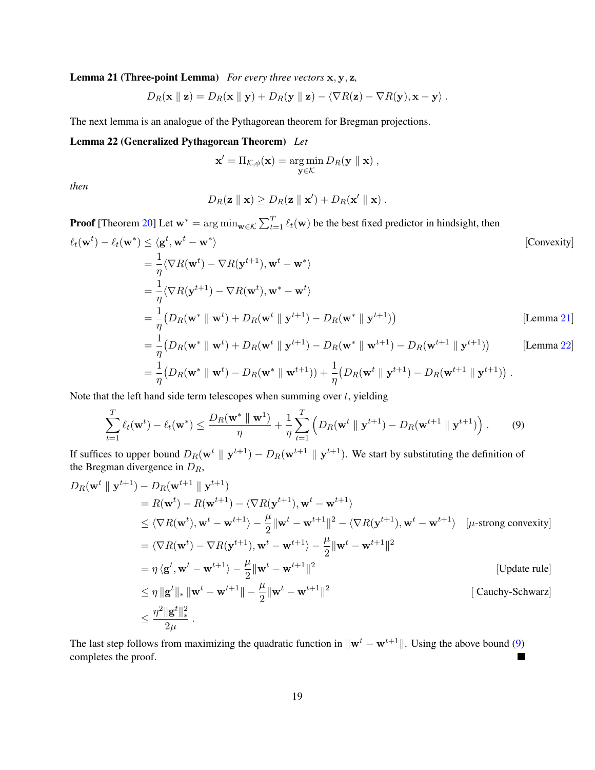**Lemma 21 (Three-point Lemma)** *For every three vectors* $\mathbf{x}, \mathbf{y}, \mathbf{z}$*,*

$$D_R(\mathbf{x} \parallel \mathbf{z}) = D_R(\mathbf{x} \parallel \mathbf{y}) + D_R(\mathbf{y} \parallel \mathbf{z}) - \langle \nabla R(\mathbf{z}) - \nabla R(\mathbf{y}), \mathbf{x} - \mathbf{y} \rangle \ .$$

The next lemma is an analogue of the Pythagorean theorem for Bregman projections.

**Lemma 22 (Generalized Pythagorean Theorem)** *Let*

$$\mathbf{x}' = \Pi_{\mathcal{K},\phi}(\mathbf{x}) = \arg\min_{\mathbf{y} \in \mathcal{K}} D_R(\mathbf{y} \parallel \mathbf{x}) \ ,$$

*then*

$$D_R(\mathbf{z} \parallel \mathbf{x}) \geq D_R(\mathbf{z} \parallel \mathbf{x}') + D_R(\mathbf{x}' \parallel \mathbf{x}) \ .$$

**Proof** [Theorem 20] Let $\mathbf{w}^* = \arg\min_{\mathbf{w} \in \mathcal{K}} \sum_{t=1}^T \ell_t(\mathbf{w})$ be the best fixed predictor in hindsight, then

$$\begin{aligned}
\ell_t(\mathbf{w}^t) - \ell_t(\mathbf{w}^*) &\leq \langle \mathbf{g}^t, \mathbf{w}^t - \mathbf{w}^* \rangle && \text{[Convexity]} \\
&= \frac{1}{\eta} \langle \nabla R(\mathbf{w}^t) - \nabla R(\mathbf{y}^{t+1}), \mathbf{w}^t - \mathbf{w}^* \rangle \\
&= \frac{1}{\eta} \langle \nabla R(\mathbf{y}^{t+1}) - \nabla R(\mathbf{w}^t), \mathbf{w}^* - \mathbf{w}^t \rangle \\
&= \frac{1}{\eta} \big( D_R(\mathbf{w}^* \parallel \mathbf{w}^t) + D_R(\mathbf{w}^t \parallel \mathbf{y}^{t+1}) - D_R(\mathbf{w}^* \parallel \mathbf{y}^{t+1}) \big) && \text{[Lemma 21]} \\
&= \frac{1}{\eta} \big( D_R(\mathbf{w}^* \parallel \mathbf{w}^t) + D_R(\mathbf{w}^t \parallel \mathbf{y}^{t+1}) - D_R(\mathbf{w}^* \parallel \mathbf{w}^{t+1}) - D_R(\mathbf{w}^{t+1} \parallel \mathbf{y}^{t+1}) \big) && \text{[Lemma 22]} \\
&= \frac{1}{\eta} \big( D_R(\mathbf{w}^* \parallel \mathbf{w}^t) - D_R(\mathbf{w}^* \parallel \mathbf{w}^{t+1}) \big) + \frac{1}{\eta} \big( D_R(\mathbf{w}^t \parallel \mathbf{y}^{t+1}) - D_R(\mathbf{w}^{t+1} \parallel \mathbf{y}^{t+1}) \big) \ .
\end{aligned}$$

Note that the left hand side term telescopes when summing over $t$, yielding

$$\sum_{t=1}^T \ell_t(\mathbf{w}^t) - \ell_t(\mathbf{w}^*) \leq \frac{D_R(\mathbf{w}^* \parallel \mathbf{w}^1)}{\eta} + \frac{1}{\eta} \sum_{t=1}^T \Big( D_R(\mathbf{w}^t \parallel \mathbf{y}^{t+1}) - D_R(\mathbf{w}^{t+1} \parallel \mathbf{y}^{t+1}) \Big) \ . \tag{9}$$

If suffices to upper bound $D_R(\mathbf{w}^t \parallel \mathbf{y}^{t+1}) - D_R(\mathbf{w}^{t+1} \parallel \mathbf{y}^{t+1})$. We start by substituting the definition of the Bregman divergence in $D_R$,

$$\begin{aligned}
D_R(\mathbf{w}^t \parallel \mathbf{y}^{t+1}) &- D_R(\mathbf{w}^{t+1} \parallel \mathbf{y}^{t+1}) \\
&= R(\mathbf{w}^t) - R(\mathbf{w}^{t+1}) - \langle \nabla R(\mathbf{y}^{t+1}), \mathbf{w}^t - \mathbf{w}^{t+1} \rangle \\
&\leq \langle \nabla R(\mathbf{w}^t), \mathbf{w}^t - \mathbf{w}^{t+1} \rangle - \frac{\mu}{2} \|\mathbf{w}^t - \mathbf{w}^{t+1}\|^2 - \langle \nabla R(\mathbf{y}^{t+1}), \mathbf{w}^t - \mathbf{w}^{t+1} \rangle && [\mu\text{-strong convexity}] \\
&= \langle \nabla R(\mathbf{w}^t) - \nabla R(\mathbf{y}^{t+1}), \mathbf{w}^t - \mathbf{w}^{t+1} \rangle - \frac{\mu}{2} \|\mathbf{w}^t - \mathbf{w}^{t+1}\|^2 \\
&= \eta \, \langle \mathbf{g}^t, \mathbf{w}^t - \mathbf{w}^{t+1} \rangle - \frac{\mu}{2} \|\mathbf{w}^t - \mathbf{w}^{t+1}\|^2 && \text{[Update rule]} \\
&\leq \eta \, \|\mathbf{g}^t\|_* \, \|\mathbf{w}^t - \mathbf{w}^{t+1}\| - \frac{\mu}{2} \|\mathbf{w}^t - \mathbf{w}^{t+1}\|^2 && \text{[ Cauchy-Schwarz]} \\
&\leq \frac{\eta^2 \|\mathbf{g}^t\|_*^2}{2\mu} \ .
\end{aligned}$$

The last step follows from maximizing the quadratic function in $\|\mathbf{w}^t - \mathbf{w}^{t+1}\|$. Using the above bound (9) completes the proof. ■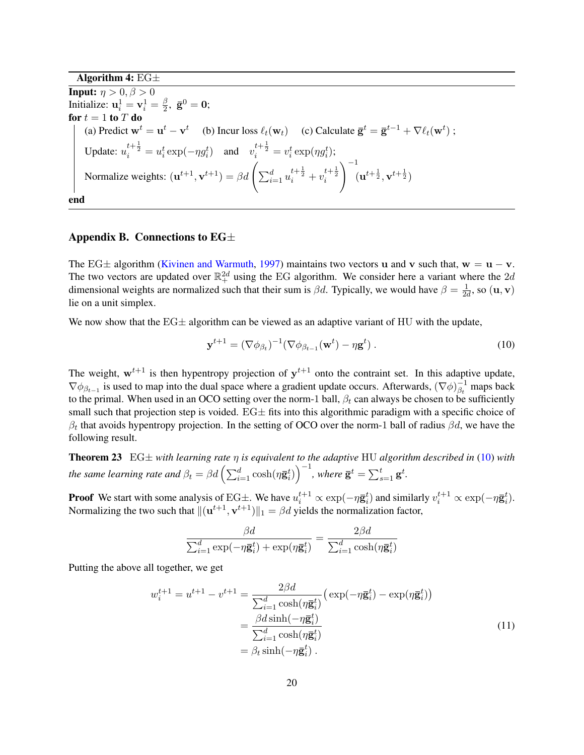**Algorithm 4:** EG±

**Input:** $\eta > 0, \beta > 0$

Initialize: $\mathbf{u}_i^1 = \mathbf{v}_i^1 = \frac{\beta}{2},\ \bar{\mathbf{g}}^0 = \mathbf{0}$;

**for** $t = 1$ **to** $T$ **do**

(a) Predict $\mathbf{w}^t = \mathbf{u}^t - \mathbf{v}^t$ (b) Incur loss $\ell_t(\mathbf{w}_t)$ (c) Calculate $\bar{\mathbf{g}}^t = \bar{\mathbf{g}}^{t-1} + \nabla \ell_t(\mathbf{w}^t)$ ;

Update: $u_i^{t+\frac{1}{2}} = u_i^t \exp(-\eta g_i^t)$ and $v_i^{t+\frac{1}{2}} = v_i^t \exp(\eta g_i^t)$;

Normalize weights: $(\mathbf{u}^{t+1}, \mathbf{v}^{t+1}) = \beta d \left( \sum_{i=1}^d u_i^{t+\frac{1}{2}} + v_i^{t+\frac{1}{2}} \right)^{-1} (\mathbf{u}^{t+\frac{1}{2}}, \mathbf{v}^{t+\frac{1}{2}})$

**end**

## Appendix B. Connections to EG±

The EG± algorithm (Kivinen and Warmuth, 1997) maintains two vectors $\mathbf{u}$ and $\mathbf{v}$ such that, $\mathbf{w} = \mathbf{u} - \mathbf{v}$. The two vectors are updated over $\mathbb{R}_+^{2d}$ using the EG algorithm. We consider here a variant where the $2d$ dimensional weights are normalized such that their sum is $\beta d$. Typically, we would have $\beta = \frac{1}{2d}$, so $(\mathbf{u}, \mathbf{v})$ lie on a unit simplex.

We now show that the EG± algorithm can be viewed as an adaptive variant of HU with the update,

$$\mathbf{y}^{t+1} = (\nabla \phi_{\beta_t})^{-1} (\nabla \phi_{\beta_{t-1}}(\mathbf{w}^t) - \eta \mathbf{g}^t) \,. \tag{10}$$

The weight, $\mathbf{w}^{t+1}$ is then hypentropy projection of $\mathbf{y}^{t+1}$ onto the contraint set. In this adaptive update, $\nabla \phi_{\beta_{t-1}}$ is used to map into the dual space where a gradient update occurs. Afterwards, $(\nabla \phi)_{\beta_t}^{-1}$ maps back to the primal. When used in an OCO setting over the norm-1 ball, $\beta_t$ can always be chosen to be sufficiently small such that projection step is voided. EG± fits into this algorithmic paradigm with a specific choice of $\beta_t$ that avoids hypentropy projection. In the setting of OCO over the norm-1 ball of radius $\beta d$, we have the following result.

**Theorem 23** *EG± with learning rate $\eta$ is equivalent to the adaptive* HU *algorithm described in* (10) *with the same learning rate and $\beta_t = \beta d \left( \sum_{i=1}^d \cosh(\eta \bar{\mathbf{g}}_i^t) \right)^{-1}$, where $\bar{\mathbf{g}}^t = \sum_{s=1}^t \mathbf{g}^t$.*

**Proof** We start with some analysis of EG±. We have $u_i^{t+1} \propto \exp(-\eta \bar{\mathbf{g}}_i^t)$ and similarly $v_i^{t+1} \propto \exp(-\eta \bar{\mathbf{g}}_i^t)$. Normalizing the two such that $\|(\mathbf{u}^{t+1}, \mathbf{v}^{t+1})\|_1 = \beta d$ yields the normalization factor,

$$\frac{\beta d}{\sum_{i=1}^d \exp(-\eta \bar{\mathbf{g}}_i^t) + \exp(\eta \bar{\mathbf{g}}_i^t)} = \frac{2\beta d}{\sum_{i=1}^d \cosh(\eta \bar{\mathbf{g}}_i^t)}$$

Putting the above all together, we get

$$\begin{aligned}
w_i^{t+1} = u^{t+1} - v^{t+1} &= \frac{2\beta d}{\sum_{i=1}^d \cosh(\eta \bar{\mathbf{g}}_i^t)} \big( \exp(-\eta \bar{\mathbf{g}}_i^t) - \exp(\eta \bar{\mathbf{g}}_i^t) \big) \\
&= \frac{\beta d \sinh(-\eta \bar{\mathbf{g}}_i^t)}{\sum_{i=1}^d \cosh(\eta \bar{\mathbf{g}}_i^t)} \\
&= \beta_t \sinh(-\eta \bar{\mathbf{g}}_i^t) \,.
\end{aligned} \tag{11}$$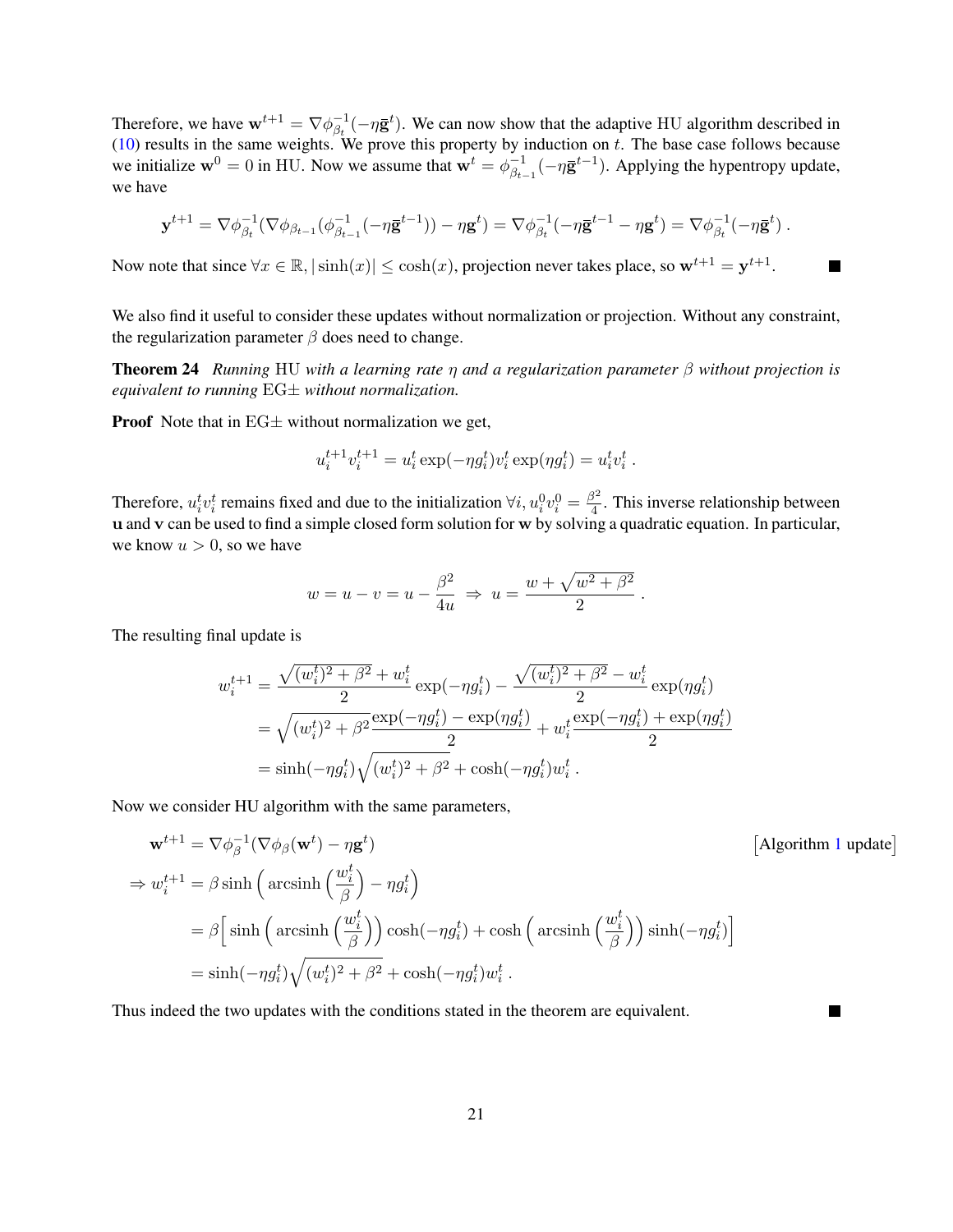Therefore, we have $\mathbf{w}^{t+1} = \nabla\phi_{\beta_t}^{-1}(-\eta\bar{\mathbf{g}}^t)$. We can now show that the adaptive HU algorithm described in (10) results in the same weights. We prove this property by induction on $t$. The base case follows because we initialize $\mathbf{w}^0 = 0$ in HU. Now we assume that $\mathbf{w}^t = \phi_{\beta_{t-1}}^{-1}(-\eta\bar{\mathbf{g}}^{t-1})$. Applying the hypentropy update, we have

$$\mathbf{y}^{t+1} = \nabla\phi_{\beta_t}^{-1}(\nabla\phi_{\beta_{t-1}}(\phi_{\beta_{t-1}}^{-1}(-\eta\bar{\mathbf{g}}^{t-1})) - \eta\mathbf{g}^t) = \nabla\phi_{\beta_t}^{-1}(-\eta\bar{\mathbf{g}}^{t-1} - \eta\mathbf{g}^t) = \nabla\phi_{\beta_t}^{-1}(-\eta\bar{\mathbf{g}}^t)\,.$$

Now note that since $\forall x \in \mathbb{R}, |\sinh(x)| \le \cosh(x)$, projection never takes place, so $\mathbf{w}^{t+1} = \mathbf{y}^{t+1}$. ■

We also find it useful to consider these updates without normalization or projection. Without any constraint, the regularization parameter $\beta$ does need to change.

**Theorem 24** *Running* HU *with a learning rate $\eta$ and a regularization parameter $\beta$ without projection is equivalent to running* EG± *without normalization.*

**Proof** Note that in EG± without normalization we get,

$$u_i^{t+1}v_i^{t+1} = u_i^t\exp(-\eta g_i^t)v_i^t\exp(\eta g_i^t) = u_i^t v_i^t\,.$$

Therefore, $u_i^t v_i^t$ remains fixed and due to the initialization $\forall i, u_i^0 v_i^0 = \frac{\beta^2}{4}$. This inverse relationship between $\mathbf{u}$ and $\mathbf{v}$ can be used to find a simple closed form solution for $\mathbf{w}$ by solving a quadratic equation. In particular, we know $u > 0$, so we have

$$w = u - v = u - \frac{\beta^2}{4u} \;\Rightarrow\; u = \frac{w + \sqrt{w^2 + \beta^2}}{2}\,.$$

The resulting final update is

$$\begin{aligned}
w_i^{t+1} &= \frac{\sqrt{(w_i^t)^2 + \beta^2} + w_i^t}{2}\exp(-\eta g_i^t) - \frac{\sqrt{(w_i^t)^2 + \beta^2} - w_i^t}{2}\exp(\eta g_i^t)\\
&= \sqrt{(w_i^t)^2 + \beta^2}\,\frac{\exp(-\eta g_i^t) - \exp(\eta g_i^t)}{2} + w_i^t\frac{\exp(-\eta g_i^t) + \exp(\eta g_i^t)}{2}\\
&= \sinh(-\eta g_i^t)\sqrt{(w_i^t)^2 + \beta^2} + \cosh(-\eta g_i^t)w_i^t\,.
\end{aligned}$$

Now we consider HU algorithm with the same parameters,

$$\begin{aligned}
\mathbf{w}^{t+1} &= \nabla\phi_\beta^{-1}(\nabla\phi_\beta(\mathbf{w}^t) - \eta\mathbf{g}^t) && \text{[Algorithm 1 update]}\\
\Rightarrow w_i^{t+1} &= \beta\sinh\Big(\operatorname{arcsinh}\Big(\frac{w_i^t}{\beta}\Big) - \eta g_i^t\Big)\\
&= \beta\Big[\sinh\Big(\operatorname{arcsinh}\Big(\frac{w_i^t}{\beta}\Big)\Big)\cosh(-\eta g_i^t) + \cosh\Big(\operatorname{arcsinh}\Big(\frac{w_i^t}{\beta}\Big)\Big)\sinh(-\eta g_i^t)\Big]\\
&= \sinh(-\eta g_i^t)\sqrt{(w_i^t)^2 + \beta^2} + \cosh(-\eta g_i^t)w_i^t\,.
\end{aligned}$$

Thus indeed the two updates with the conditions stated in the theorem are equivalent. ■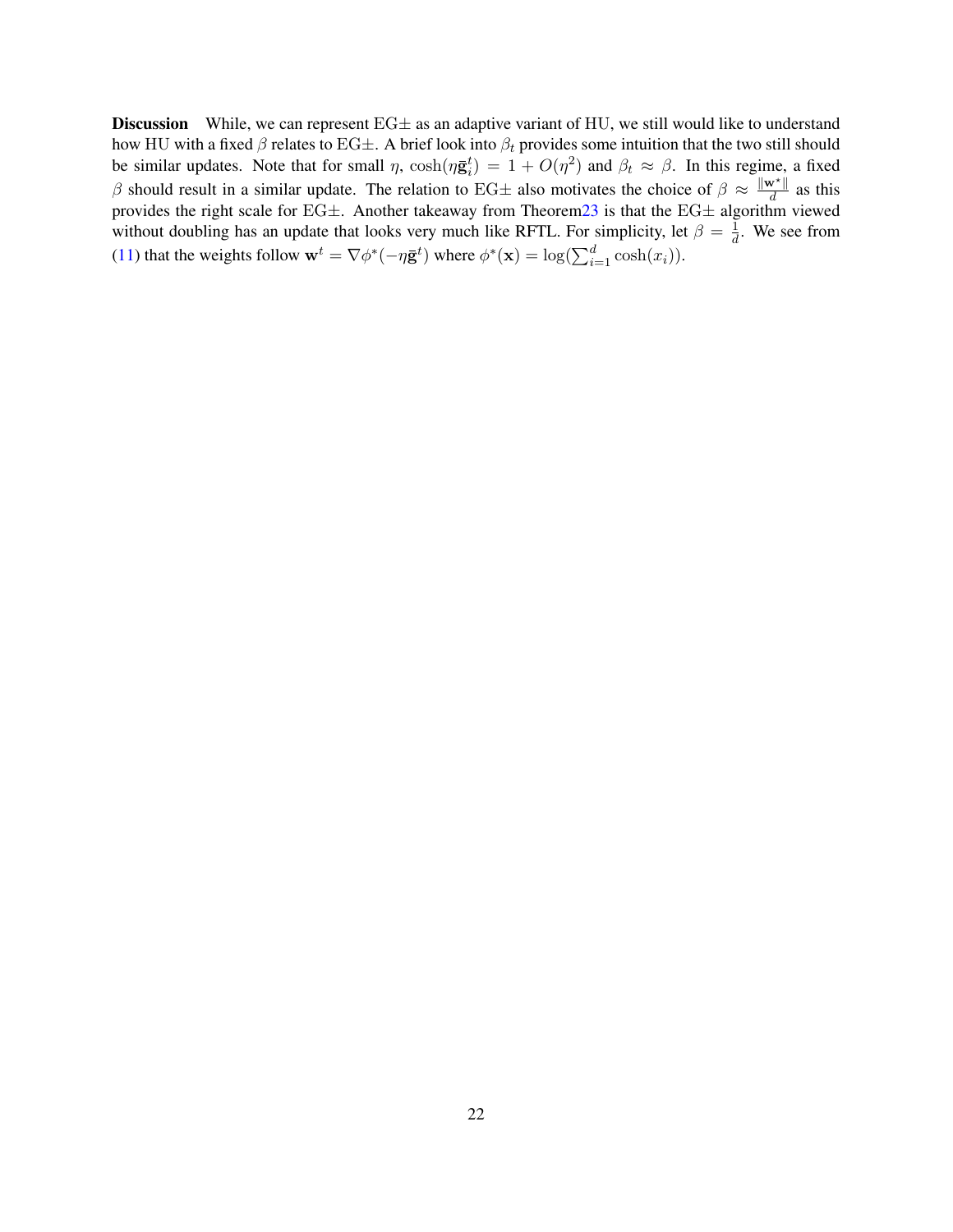**Discussion** While, we can represent EG$\pm$ as an adaptive variant of HU, we still would like to understand how HU with a fixed $\beta$ relates to EG$\pm$. A brief look into $\beta_t$ provides some intuition that the two still should be similar updates. Note that for small $\eta$, $\cosh(\eta \bar{\mathbf{g}}_i^t) = 1 + O(\eta^2)$ and $\beta_t \approx \beta$. In this regime, a fixed $\beta$ should result in a similar update. The relation to EG$\pm$ also motivates the choice of $\beta \approx \frac{\|\mathbf{w}^\star\|}{d}$ as this provides the right scale for EG$\pm$. Another takeaway from Theorem23 is that the EG$\pm$ algorithm viewed without doubling has an update that looks very much like RFTL. For simplicity, let $\beta = \frac{1}{d}$. We see from (11) that the weights follow $\mathbf{w}^t = \nabla \phi^*(-\eta \bar{\mathbf{g}}^t)$ where $\phi^*(\mathbf{x}) = \log(\sum_{i=1}^d \cosh(x_i))$.